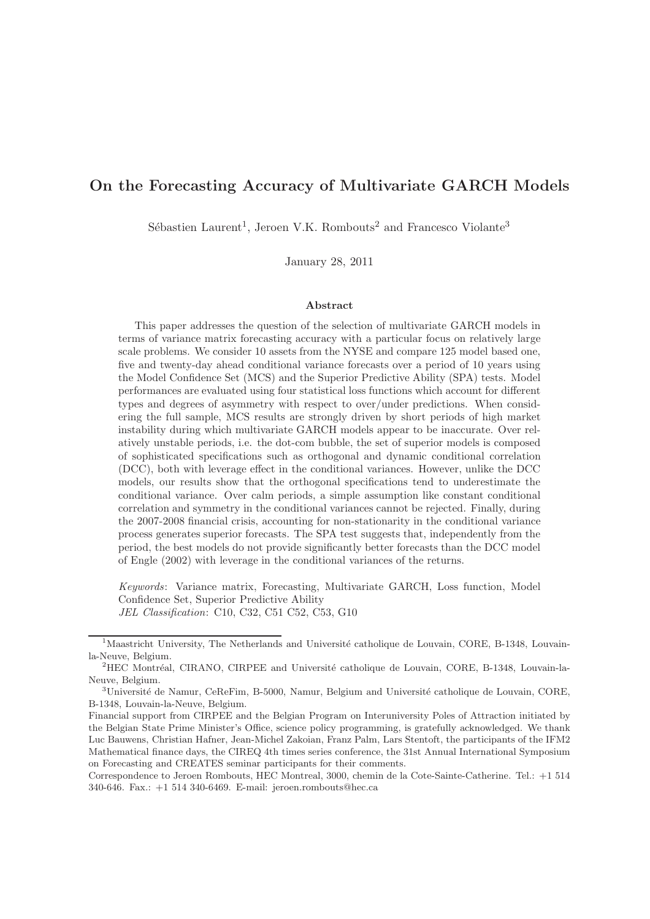# On the Forecasting Accuracy of Multivariate GARCH Models

Sébastien Laurent[1], Jeroen V.K. Rombouts[2] and Francesco Violante[3]

January 28, 2011

## Abstract

This paper addresses the question of the selection of multivariate GARCH models in terms of variance matrix forecasting accuracy with a particular focus on relatively large scale problems. We consider 10 assets from the NYSE and compare 125 model based one, five and twenty-day ahead conditional variance forecasts over a period of 10 years using the Model Confidence Set (MCS) and the Superior Predictive Ability (SPA) tests. Model performances are evaluated using four statistical loss functions which account for different types and degrees of asymmetry with respect to over/under predictions. When considering the full sample, MCS results are strongly driven by short periods of high market instability during which multivariate GARCH models appear to be inaccurate. Over relatively unstable periods, i.e. the dot-com bubble, the set of superior models is composed of sophisticated specifications such as orthogonal and dynamic conditional correlation (DCC), both with leverage effect in the conditional variances. However, unlike the DCC models, our results show that the orthogonal specifications tend to underestimate the conditional variance. Over calm periods, a simple assumption like constant conditional correlation and symmetry in the conditional variances cannot be rejected. Finally, during the 2007-2008 financial crisis, accounting for non-stationarity in the conditional variance process generates superior forecasts. The SPA test suggests that, independently from the period, the best models do not provide significantly better forecasts than the DCC model of Engle (2002) with leverage in the conditional variances of the returns.

*Keywords*: Variance matrix, Forecasting, Multivariate GARCH, Loss function, Model Confidence Set, Superior Predictive Ability
*JEL Classification*: C10, C32, C51 C52, C53, G10

---

[1]Maastricht University, The Netherlands and Université catholique de Louvain, CORE, B-1348, Louvain-la-Neuve, Belgium.

[2]HEC Montréal, CIRANO, CIRPEE and Université catholique de Louvain, CORE, B-1348, Louvain-la-Neuve, Belgium.

[3]Université de Namur, CeReFim, B-5000, Namur, Belgium and Université catholique de Louvain, CORE, B-1348, Louvain-la-Neuve, Belgium.

Financial support from CIRPEE and the Belgian Program on Interuniversity Poles of Attraction initiated by the Belgian State Prime Minister's Office, science policy programming, is gratefully acknowledged. We thank Luc Bauwens, Christian Hafner, Jean-Michel Zakoian, Franz Palm, Lars Stentoft, the participants of the IFM2 Mathematical finance days, the CIREQ 4th times series conference, the 31st Annual International Symposium on Forecasting and CREATES seminar participants for their comments.

Correspondence to Jeroen Rombouts, HEC Montreal, 3000, chemin de la Cote-Sainte-Catherine. Tel.: +1 514 340-646. Fax.: +1 514 340-6469. E-mail: jeroen.rombouts@hec.ca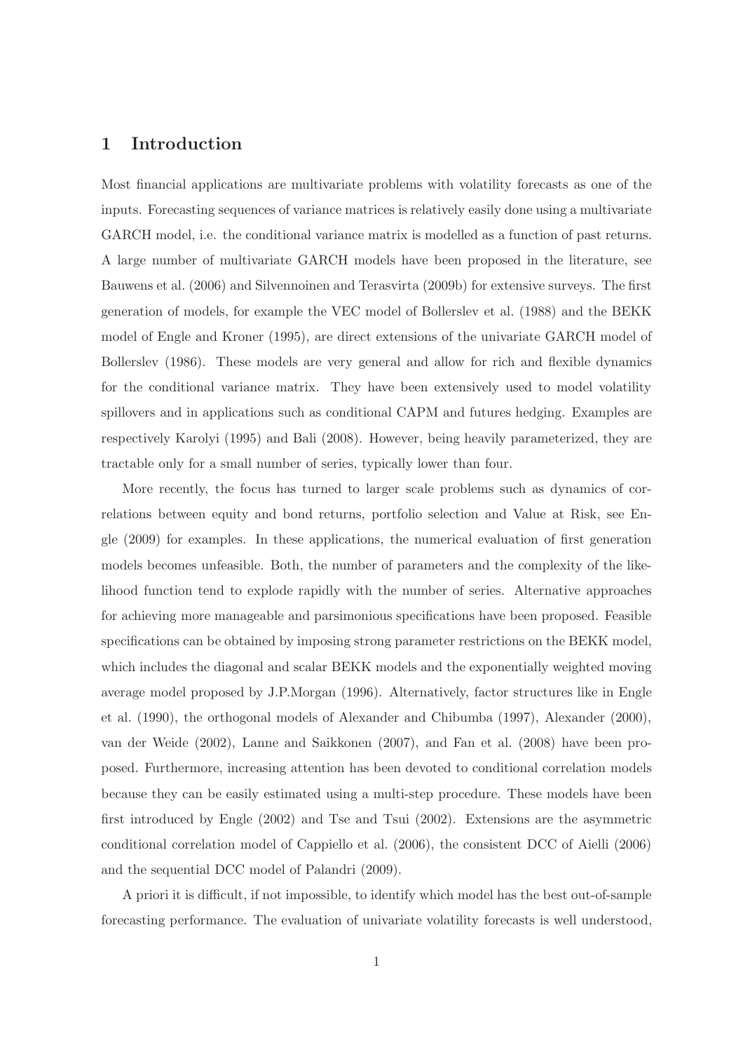# 1 Introduction

Most financial applications are multivariate problems with volatility forecasts as one of the inputs. Forecasting sequences of variance matrices is relatively easily done using a multivariate GARCH model, i.e. the conditional variance matrix is modelled as a function of past returns. A large number of multivariate GARCH models have been proposed in the literature, see Bauwens et al. (2006) and Silvennoinen and Terasvirta (2009b) for extensive surveys. The first generation of models, for example the VEC model of Bollerslev et al. (1988) and the BEKK model of Engle and Kroner (1995), are direct extensions of the univariate GARCH model of Bollerslev (1986). These models are very general and allow for rich and flexible dynamics for the conditional variance matrix. They have been extensively used to model volatility spillovers and in applications such as conditional CAPM and futures hedging. Examples are respectively Karolyi (1995) and Bali (2008). However, being heavily parameterized, they are tractable only for a small number of series, typically lower than four.

More recently, the focus has turned to larger scale problems such as dynamics of correlations between equity and bond returns, portfolio selection and Value at Risk, see Engle (2009) for examples. In these applications, the numerical evaluation of first generation models becomes unfeasible. Both, the number of parameters and the complexity of the likelihood function tend to explode rapidly with the number of series. Alternative approaches for achieving more manageable and parsimonious specifications have been proposed. Feasible specifications can be obtained by imposing strong parameter restrictions on the BEKK model, which includes the diagonal and scalar BEKK models and the exponentially weighted moving average model proposed by J.P.Morgan (1996). Alternatively, factor structures like in Engle et al. (1990), the orthogonal models of Alexander and Chibumba (1997), Alexander (2000), van der Weide (2002), Lanne and Saikkonen (2007), and Fan et al. (2008) have been proposed. Furthermore, increasing attention has been devoted to conditional correlation models because they can be easily estimated using a multi-step procedure. These models have been first introduced by Engle (2002) and Tse and Tsui (2002). Extensions are the asymmetric conditional correlation model of Cappiello et al. (2006), the consistent DCC of Aielli (2006) and the sequential DCC model of Palandri (2009).

A priori it is difficult, if not impossible, to identify which model has the best out-of-sample forecasting performance. The evaluation of univariate volatility forecasts is well understood,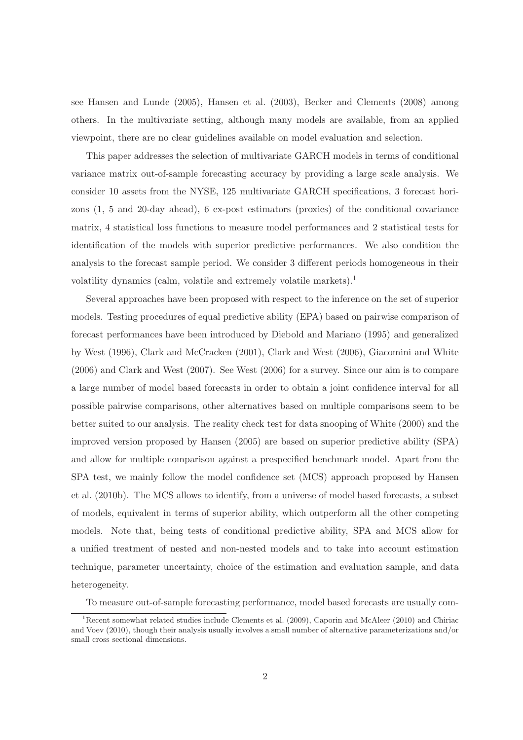see Hansen and Lunde (2005), Hansen et al. (2003), Becker and Clements (2008) among others. In the multivariate setting, although many models are available, from an applied viewpoint, there are no clear guidelines available on model evaluation and selection.

This paper addresses the selection of multivariate GARCH models in terms of conditional variance matrix out-of-sample forecasting accuracy by providing a large scale analysis. We consider 10 assets from the NYSE, 125 multivariate GARCH specifications, 3 forecast horizons (1, 5 and 20-day ahead), 6 ex-post estimators (proxies) of the conditional covariance matrix, 4 statistical loss functions to measure model performances and 2 statistical tests for identification of the models with superior predictive performances. We also condition the analysis to the forecast sample period. We consider 3 different periods homogeneous in their volatility dynamics (calm, volatile and extremely volatile markets).[1]

Several approaches have been proposed with respect to the inference on the set of superior models. Testing procedures of equal predictive ability (EPA) based on pairwise comparison of forecast performances have been introduced by Diebold and Mariano (1995) and generalized by West (1996), Clark and McCracken (2001), Clark and West (2006), Giacomini and White (2006) and Clark and West (2007). See West (2006) for a survey. Since our aim is to compare a large number of model based forecasts in order to obtain a joint confidence interval for all possible pairwise comparisons, other alternatives based on multiple comparisons seem to be better suited to our analysis. The reality check test for data snooping of White (2000) and the improved version proposed by Hansen (2005) are based on superior predictive ability (SPA) and allow for multiple comparison against a prespecified benchmark model. Apart from the SPA test, we mainly follow the model confidence set (MCS) approach proposed by Hansen et al. (2010b). The MCS allows to identify, from a universe of model based forecasts, a subset of models, equivalent in terms of superior ability, which outperform all the other competing models. Note that, being tests of conditional predictive ability, SPA and MCS allow for a unified treatment of nested and non-nested models and to take into account estimation technique, parameter uncertainty, choice of the estimation and evaluation sample, and data heterogeneity.

To measure out-of-sample forecasting performance, model based forecasts are usually com-

[1] Recent somewhat related studies include Clements et al. (2009), Caporin and McAleer (2010) and Chiriac and Voev (2010), though their analysis usually involves a small number of alternative parameterizations and/or small cross sectional dimensions.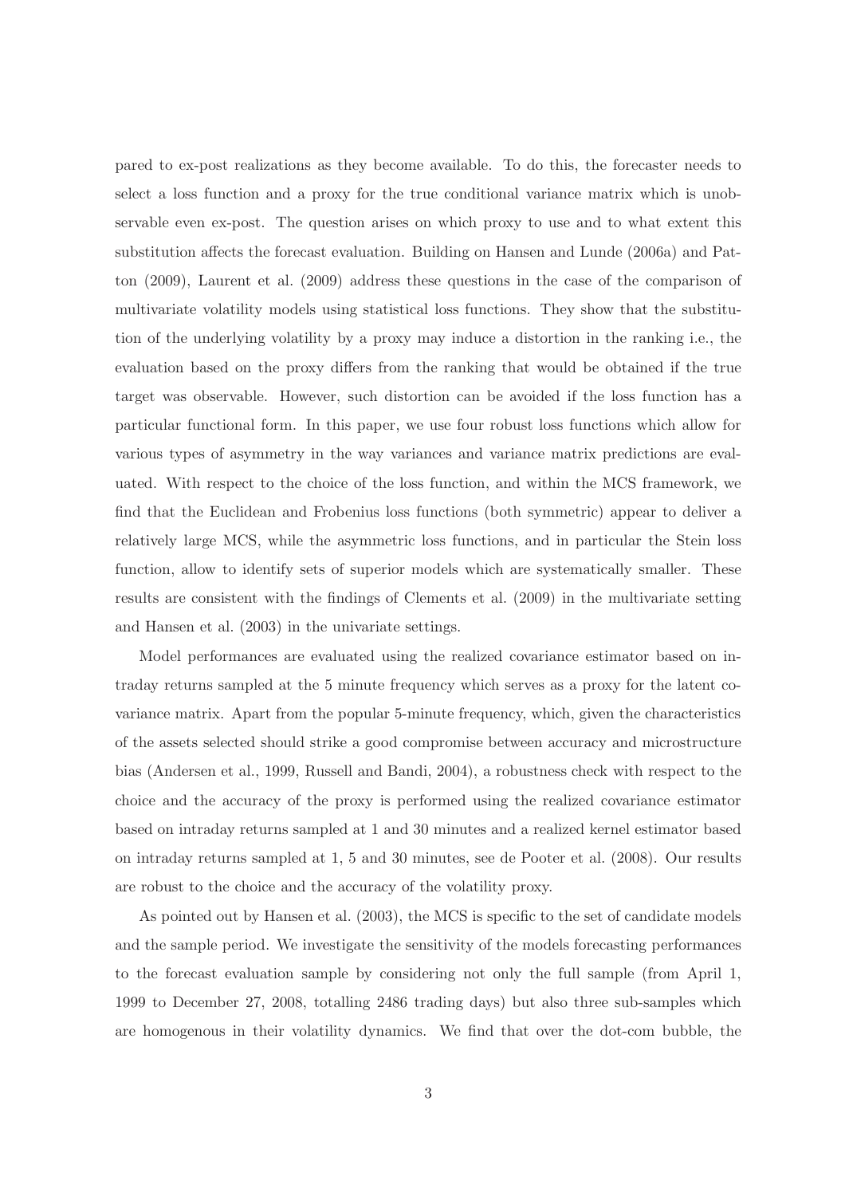pared to ex-post realizations as they become available. To do this, the forecaster needs to select a loss function and a proxy for the true conditional variance matrix which is unobservable even ex-post. The question arises on which proxy to use and to what extent this substitution affects the forecast evaluation. Building on Hansen and Lunde (2006a) and Patton (2009), Laurent et al. (2009) address these questions in the case of the comparison of multivariate volatility models using statistical loss functions. They show that the substitution of the underlying volatility by a proxy may induce a distortion in the ranking i.e., the evaluation based on the proxy differs from the ranking that would be obtained if the true target was observable. However, such distortion can be avoided if the loss function has a particular functional form. In this paper, we use four robust loss functions which allow for various types of asymmetry in the way variances and variance matrix predictions are evaluated. With respect to the choice of the loss function, and within the MCS framework, we find that the Euclidean and Frobenius loss functions (both symmetric) appear to deliver a relatively large MCS, while the asymmetric loss functions, and in particular the Stein loss function, allow to identify sets of superior models which are systematically smaller. These results are consistent with the findings of Clements et al. (2009) in the multivariate setting and Hansen et al. (2003) in the univariate settings.

Model performances are evaluated using the realized covariance estimator based on intraday returns sampled at the 5 minute frequency which serves as a proxy for the latent covariance matrix. Apart from the popular 5-minute frequency, which, given the characteristics of the assets selected should strike a good compromise between accuracy and microstructure bias (Andersen et al., 1999, Russell and Bandi, 2004), a robustness check with respect to the choice and the accuracy of the proxy is performed using the realized covariance estimator based on intraday returns sampled at 1 and 30 minutes and a realized kernel estimator based on intraday returns sampled at 1, 5 and 30 minutes, see de Pooter et al. (2008). Our results are robust to the choice and the accuracy of the volatility proxy.

As pointed out by Hansen et al. (2003), the MCS is specific to the set of candidate models and the sample period. We investigate the sensitivity of the models forecasting performances to the forecast evaluation sample by considering not only the full sample (from April 1, 1999 to December 27, 2008, totalling 2486 trading days) but also three sub-samples which are homogenous in their volatility dynamics. We find that over the dot-com bubble, the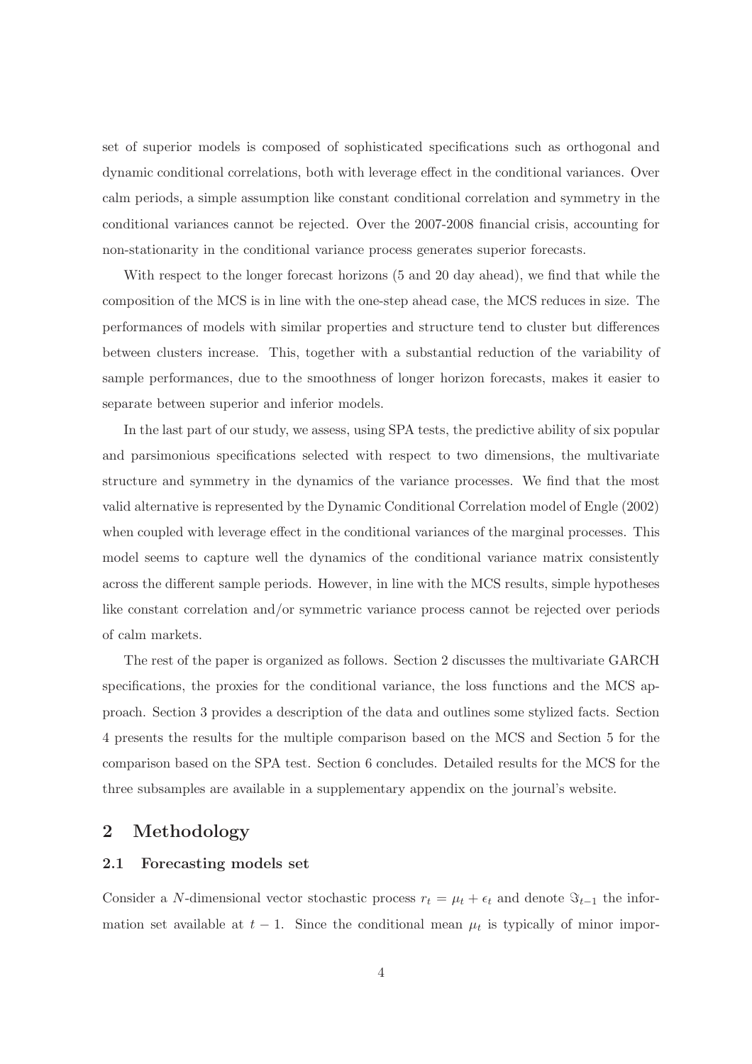set of superior models is composed of sophisticated specifications such as orthogonal and dynamic conditional correlations, both with leverage effect in the conditional variances. Over calm periods, a simple assumption like constant conditional correlation and symmetry in the conditional variances cannot be rejected. Over the 2007-2008 financial crisis, accounting for non-stationarity in the conditional variance process generates superior forecasts.

With respect to the longer forecast horizons (5 and 20 day ahead), we find that while the composition of the MCS is in line with the one-step ahead case, the MCS reduces in size. The performances of models with similar properties and structure tend to cluster but differences between clusters increase. This, together with a substantial reduction of the variability of sample performances, due to the smoothness of longer horizon forecasts, makes it easier to separate between superior and inferior models.

In the last part of our study, we assess, using SPA tests, the predictive ability of six popular and parsimonious specifications selected with respect to two dimensions, the multivariate structure and symmetry in the dynamics of the variance processes. We find that the most valid alternative is represented by the Dynamic Conditional Correlation model of Engle (2002) when coupled with leverage effect in the conditional variances of the marginal processes. This model seems to capture well the dynamics of the conditional variance matrix consistently across the different sample periods. However, in line with the MCS results, simple hypotheses like constant correlation and/or symmetric variance process cannot be rejected over periods of calm markets.

The rest of the paper is organized as follows. Section 2 discusses the multivariate GARCH specifications, the proxies for the conditional variance, the loss functions and the MCS approach. Section 3 provides a description of the data and outlines some stylized facts. Section 4 presents the results for the multiple comparison based on the MCS and Section 5 for the comparison based on the SPA test. Section 6 concludes. Detailed results for the MCS for the three subsamples are available in a supplementary appendix on the journal's website.

## 2 Methodology

### 2.1 Forecasting models set

Consider a $N$-dimensional vector stochastic process $r_t = \mu_t + \epsilon_t$ and denote $\Im_{t-1}$ the information set available at $t-1$. Since the conditional mean $\mu_t$ is typically of minor impor-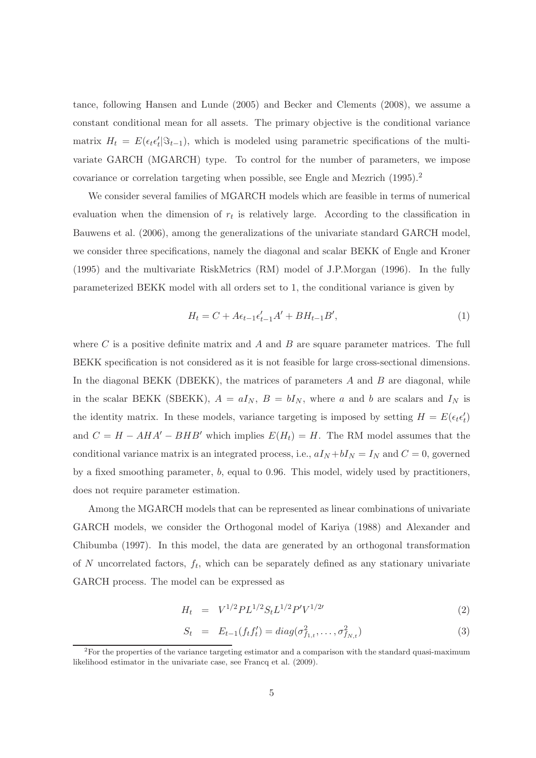tance, following Hansen and Lunde (2005) and Becker and Clements (2008), we assume a constant conditional mean for all assets. The primary objective is the conditional variance matrix $H_t = E(\epsilon_t \epsilon_t' | \Im_{t-1})$, which is modeled using parametric specifications of the multivariate GARCH (MGARCH) type. To control for the number of parameters, we impose covariance or correlation targeting when possible, see Engle and Mezrich (1995).[2]

We consider several families of MGARCH models which are feasible in terms of numerical evaluation when the dimension of $r_t$ is relatively large. According to the classification in Bauwens et al. (2006), among the generalizations of the univariate standard GARCH model, we consider three specifications, namely the diagonal and scalar BEKK of Engle and Kroner (1995) and the multivariate RiskMetrics (RM) model of J.P.Morgan (1996). In the fully parameterized BEKK model with all orders set to 1, the conditional variance is given by

$$H_t = C + A\epsilon_{t-1}\epsilon_{t-1}' A' + BH_{t-1}B', \tag{1}$$

where $C$ is a positive definite matrix and $A$ and $B$ are square parameter matrices. The full BEKK specification is not considered as it is not feasible for large cross-sectional dimensions. In the diagonal BEKK (DBEKK), the matrices of parameters $A$ and $B$ are diagonal, while in the scalar BEKK (SBEKK), $A = aI_N$, $B = bI_N$, where $a$ and $b$ are scalars and $I_N$ is the identity matrix. In these models, variance targeting is imposed by setting $H = E(\epsilon_t \epsilon_t')$ and $C = H - AHA' - BHB'$ which implies $E(H_t) = H$. The RM model assumes that the conditional variance matrix is an integrated process, i.e., $aI_N + bI_N = I_N$ and $C = 0$, governed by a fixed smoothing parameter, $b$, equal to 0.96. This model, widely used by practitioners, does not require parameter estimation.

Among the MGARCH models that can be represented as linear combinations of univariate GARCH models, we consider the Orthogonal model of Kariya (1988) and Alexander and Chibumba (1997). In this model, the data are generated by an orthogonal transformation of $N$ uncorrelated factors, $f_t$, which can be separately defined as any stationary univariate GARCH process. The model can be expressed as

$$H_t = V^{1/2} P L^{1/2} S_t L^{1/2} P' V^{1/2\prime} \tag{2}$$

$$S_t = E_{t-1}(f_t f_t') = diag(\sigma^2_{f_{1,t}}, \ldots, \sigma^2_{f_{N,t}}) \tag{3}$$

[2] For the properties of the variance targeting estimator and a comparison with the standard quasi-maximum likelihood estimator in the univariate case, see Francq et al. (2009).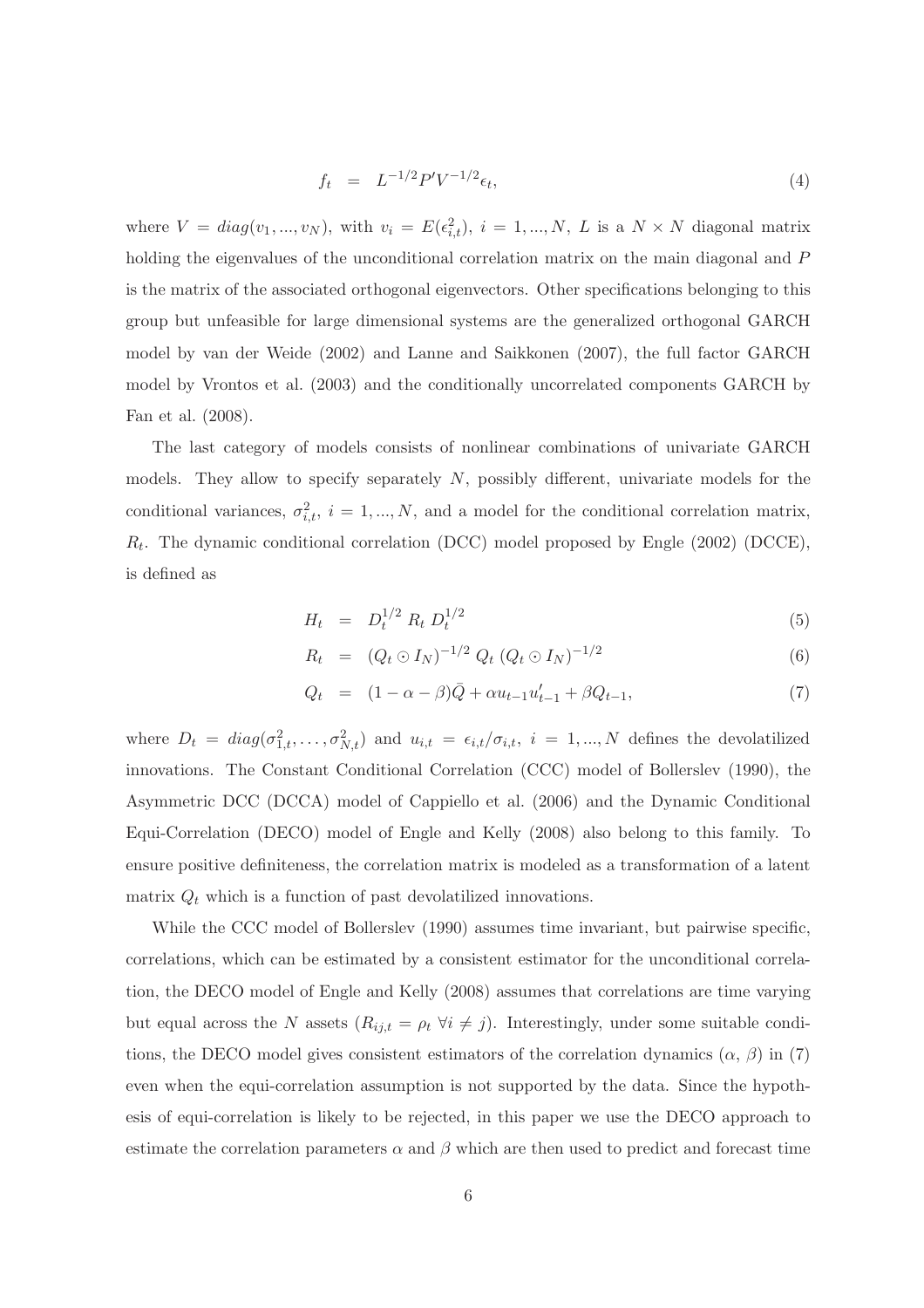$$f_t \quad = \quad L^{-1/2} P' V^{-1/2} \epsilon_t, \tag{4}$$

where $V = diag(v_1, ..., v_N)$, with $v_i = E(\epsilon_{i,t}^2)$, $i = 1, ..., N$, $L$ is a $N \times N$ diagonal matrix holding the eigenvalues of the unconditional correlation matrix on the main diagonal and $P$ is the matrix of the associated orthogonal eigenvectors. Other specifications belonging to this group but unfeasible for large dimensional systems are the generalized orthogonal GARCH model by van der Weide (2002) and Lanne and Saikkonen (2007), the full factor GARCH model by Vrontos et al. (2003) and the conditionally uncorrelated components GARCH by Fan et al. (2008).

The last category of models consists of nonlinear combinations of univariate GARCH models. They allow to specify separately $N$, possibly different, univariate models for the conditional variances, $\sigma_{i,t}^2$, $i = 1, ..., N$, and a model for the conditional correlation matrix, $R_t$. The dynamic conditional correlation (DCC) model proposed by Engle (2002) (DCCE), is defined as

$$H_t \quad = \quad D_t^{1/2} \; R_t \; D_t^{1/2} \tag{5}$$

$$R_t \quad = \quad (Q_t \odot I_N)^{-1/2} \; Q_t \; (Q_t \odot I_N)^{-1/2} \tag{6}$$

$$Q_t \quad = \quad (1 - \alpha - \beta)\bar{Q} + \alpha u_{t-1} u_{t-1}' + \beta Q_{t-1}, \tag{7}$$

where $D_t = diag(\sigma_{1,t}^2, \ldots, \sigma_{N,t}^2)$ and $u_{i,t} = \epsilon_{i,t}/\sigma_{i,t}$, $i = 1, ..., N$ defines the devolatilized innovations. The Constant Conditional Correlation (CCC) model of Bollerslev (1990), the Asymmetric DCC (DCCA) model of Cappiello et al. (2006) and the Dynamic Conditional Equi-Correlation (DECO) model of Engle and Kelly (2008) also belong to this family. To ensure positive definiteness, the correlation matrix is modeled as a transformation of a latent matrix $Q_t$ which is a function of past devolatilized innovations.

While the CCC model of Bollerslev (1990) assumes time invariant, but pairwise specific, correlations, which can be estimated by a consistent estimator for the unconditional correlation, the DECO model of Engle and Kelly (2008) assumes that correlations are time varying but equal across the $N$ assets ($R_{ij,t} = \rho_t \; \forall i \neq j$). Interestingly, under some suitable conditions, the DECO model gives consistent estimators of the correlation dynamics ($\alpha$, $\beta$) in (7) even when the equi-correlation assumption is not supported by the data. Since the hypothesis of equi-correlation is likely to be rejected, in this paper we use the DECO approach to estimate the correlation parameters $\alpha$ and $\beta$ which are then used to predict and forecast time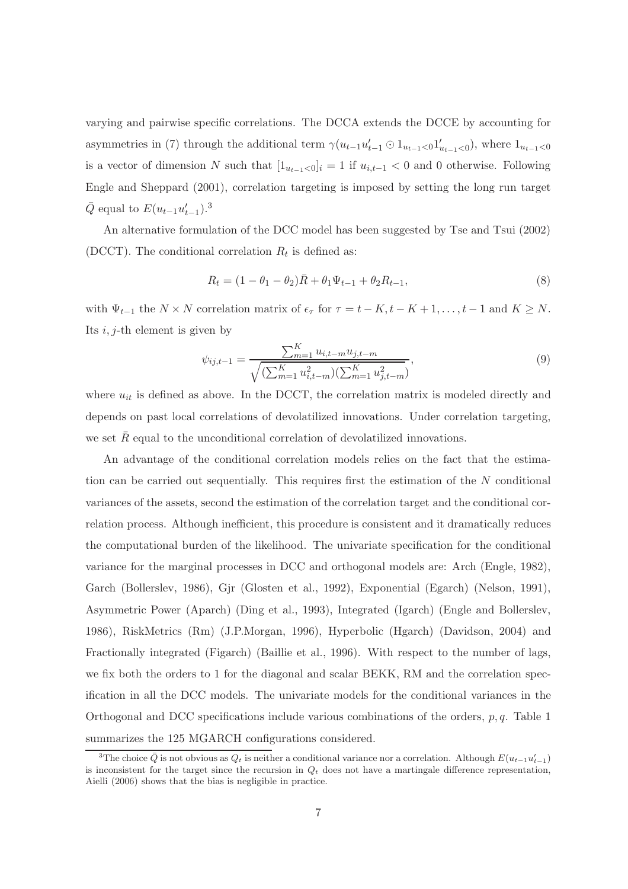varying and pairwise specific correlations. The DCCA extends the DCCE by accounting for asymmetries in (7) through the additional term $\gamma(u_{t-1}u'_{t-1} \odot 1_{u_{t-1}<0}1'_{u_{t-1}<0})$, where $1_{u_{t-1}<0}$ is a vector of dimension $N$ such that $[1_{u_{t-1}<0}]_i = 1$ if $u_{i,t-1} < 0$ and 0 otherwise. Following Engle and Sheppard (2001), correlation targeting is imposed by setting the long run target $\bar{Q}$ equal to $E(u_{t-1}u'_{t-1})$.[3]

An alternative formulation of the DCC model has been suggested by Tse and Tsui (2002) (DCCT). The conditional correlation $R_t$ is defined as:

$$R_t = (1 - \theta_1 - \theta_2)\bar{R} + \theta_1 \Psi_{t-1} + \theta_2 R_{t-1}, \tag{8}$$

with $\Psi_{t-1}$ the $N \times N$ correlation matrix of $\epsilon_\tau$ for $\tau = t-K, t-K+1, \ldots, t-1$ and $K \geq N$. Its $i, j$-th element is given by

$$\psi_{ij,t-1} = \frac{\sum_{m=1}^{K} u_{i,t-m} u_{j,t-m}}{\sqrt{(\sum_{m=1}^{K} u_{i,t-m}^2)(\sum_{m=1}^{K} u_{j,t-m}^2)}}, \tag{9}$$

where $u_{it}$ is defined as above. In the DCCT, the correlation matrix is modeled directly and depends on past local correlations of devolatilized innovations. Under correlation targeting, we set $\bar{R}$ equal to the unconditional correlation of devolatilized innovations.

An advantage of the conditional correlation models relies on the fact that the estimation can be carried out sequentially. This requires first the estimation of the $N$ conditional variances of the assets, second the estimation of the correlation target and the conditional correlation process. Although inefficient, this procedure is consistent and it dramatically reduces the computational burden of the likelihood. The univariate specification for the conditional variance for the marginal processes in DCC and orthogonal models are: Arch (Engle, 1982), Garch (Bollerslev, 1986), Gjr (Glosten et al., 1992), Exponential (Egarch) (Nelson, 1991), Asymmetric Power (Aparch) (Ding et al., 1993), Integrated (Igarch) (Engle and Bollerslev, 1986), RiskMetrics (Rm) (J.P.Morgan, 1996), Hyperbolic (Hgarch) (Davidson, 2004) and Fractionally integrated (Figarch) (Baillie et al., 1996). With respect to the number of lags, we fix both the orders to 1 for the diagonal and scalar BEKK, RM and the correlation specification in all the DCC models. The univariate models for the conditional variances in the Orthogonal and DCC specifications include various combinations of the orders, $p, q$. Table 1 summarizes the 125 MGARCH configurations considered.

[3] The choice $\bar{Q}$ is not obvious as $Q_t$ is neither a conditional variance nor a correlation. Although $E(u_{t-1}u'_{t-1})$ is inconsistent for the target since the recursion in $Q_t$ does not have a martingale difference representation, Aielli (2006) shows that the bias is negligible in practice.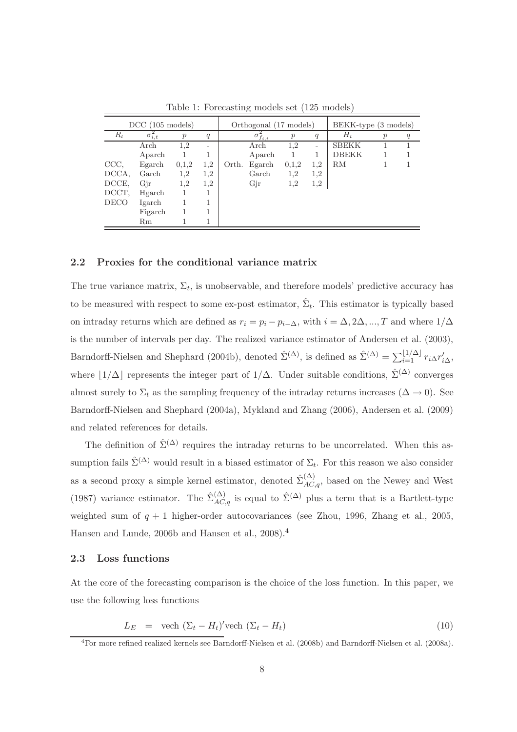Table 1: Forecasting models set (125 models)

| DCC (105 models) | | | | Orthogonal (17 models) | | | | BEKK-type (3 models) | | |
|---|---|---|---|---|---|---|---|---|---|---|
| $R_t$ | $\sigma^2_{i,t}$ | $p$ | $q$ | | $\sigma^2_{f_{i,t}}$ | $p$ | $q$ | $H_t$ | $p$ | $q$ |
| | Arch | 1,2 | - | | Arch | 1,2 | - | SBEKK | 1 | 1 |
| | Aparch | 1 | 1 | | Aparch | 1 | 1 | DBEKK | 1 | 1 |
| CCC, | Egarch | 0,1,2 | 1,2 | Orth. | Egarch | 0,1,2 | 1,2 | RM | 1 | 1 |
| DCCA, | Garch | 1,2 | 1,2 | | Garch | 1,2 | 1,2 | | | |
| DCCE, | Gjr | 1,2 | 1,2 | | Gjr | 1,2 | 1,2 | | | |
| DCCT, | Hgarch | 1 | 1 | | | | | | | |
| DECO | Igarch | 1 | 1 | | | | | | | |
| | Figarch | 1 | 1 | | | | | | | |
| | Rm | 1 | 1 | | | | | | | |

### 2.2 Proxies for the conditional variance matrix

The true variance matrix, $\Sigma_t$, is unobservable, and therefore models' predictive accuracy has to be measured with respect to some ex-post estimator, $\hat{\Sigma}_t$. This estimator is typically based on intraday returns which are defined as $r_i = p_i - p_{i-\Delta}$, with $i = \Delta, 2\Delta, ..., T$ and where $1/\Delta$ is the number of intervals per day. The realized variance estimator of Andersen et al. (2003), Barndorff-Nielsen and Shephard (2004b), denoted $\hat{\Sigma}^{(\Delta)}$, is defined as $\hat{\Sigma}^{(\Delta)} = \sum_{i=1}^{\lfloor 1/\Delta \rfloor} r_{i\Delta} r'_{i\Delta}$, where $\lfloor 1/\Delta \rfloor$ represents the integer part of $1/\Delta$. Under suitable conditions, $\hat{\Sigma}^{(\Delta)}$ converges almost surely to $\Sigma_t$ as the sampling frequency of the intraday returns increases ($\Delta \to 0$). See Barndorff-Nielsen and Shephard (2004a), Mykland and Zhang (2006), Andersen et al. (2009) and related references for details.

The definition of $\hat{\Sigma}^{(\Delta)}$ requires the intraday returns to be uncorrelated. When this assumption fails $\hat{\Sigma}^{(\Delta)}$ would result in a biased estimator of $\Sigma_t$. For this reason we also consider as a second proxy a simple kernel estimator, denoted $\hat{\Sigma}^{(\Delta)}_{AC,q}$, based on the Newey and West (1987) variance estimator. The $\hat{\Sigma}^{(\Delta)}_{AC,q}$ is equal to $\hat{\Sigma}^{(\Delta)}$ plus a term that is a Bartlett-type weighted sum of $q + 1$ higher-order autocovariances (see Zhou, 1996, Zhang et al., 2005, Hansen and Lunde, 2006b and Hansen et al., 2008).[4]

### 2.3 Loss functions

At the core of the forecasting comparison is the choice of the loss function. In this paper, we use the following loss functions

$$L_E = \text{vech } (\Sigma_t - H_t)' \text{vech } (\Sigma_t - H_t) \tag{10}$$

[4]For more refined realized kernels see Barndorff-Nielsen et al. (2008b) and Barndorff-Nielsen et al. (2008a).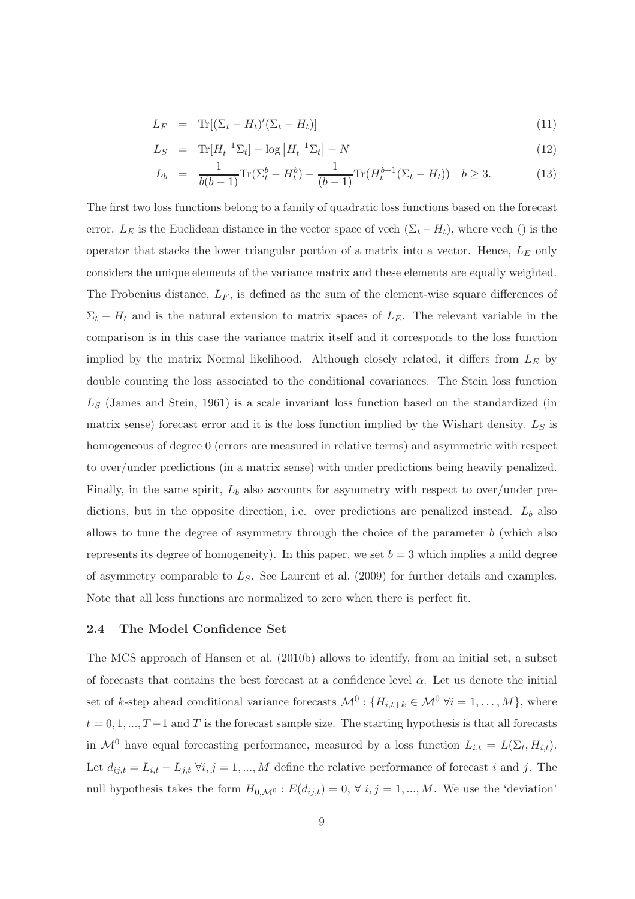$$L_F = \text{Tr}[(\Sigma_t - H_t)'(\Sigma_t - H_t)] \tag{11}$$

$$L_S = \text{Tr}[H_t^{-1}\Sigma_t] - \log\left|H_t^{-1}\Sigma_t\right| - N \tag{12}$$

$$L_b = \frac{1}{b(b-1)}\text{Tr}(\Sigma_t^b - H_t^b) - \frac{1}{(b-1)}\text{Tr}(H_t^{b-1}(\Sigma_t - H_t)) \quad b \geq 3. \tag{13}$$

The first two loss functions belong to a family of quadratic loss functions based on the forecast error. $L_E$ is the Euclidean distance in the vector space of vech $(\Sigma_t - H_t)$, where vech () is the operator that stacks the lower triangular portion of a matrix into a vector. Hence, $L_E$ only considers the unique elements of the variance matrix and these elements are equally weighted. The Frobenius distance, $L_F$, is defined as the sum of the element-wise square differences of $\Sigma_t - H_t$ and is the natural extension to matrix spaces of $L_E$. The relevant variable in the comparison is in this case the variance matrix itself and it corresponds to the loss function implied by the matrix Normal likelihood. Although closely related, it differs from $L_E$ by double counting the loss associated to the conditional covariances. The Stein loss function $L_S$ (James and Stein, 1961) is a scale invariant loss function based on the standardized (in matrix sense) forecast error and it is the loss function implied by the Wishart density. $L_S$ is homogeneous of degree 0 (errors are measured in relative terms) and asymmetric with respect to over/under predictions (in a matrix sense) with under predictions being heavily penalized. Finally, in the same spirit, $L_b$ also accounts for asymmetry with respect to over/under predictions, but in the opposite direction, i.e. over predictions are penalized instead. $L_b$ also allows to tune the degree of asymmetry through the choice of the parameter $b$ (which also represents its degree of homogeneity). In this paper, we set $b = 3$ which implies a mild degree of asymmetry comparable to $L_S$. See Laurent et al. (2009) for further details and examples. Note that all loss functions are normalized to zero when there is perfect fit.

### 2.4 The Model Confidence Set

The MCS approach of Hansen et al. (2010b) allows to identify, from an initial set, a subset of forecasts that contains the best forecast at a confidence level $\alpha$. Let us denote the initial set of $k$-step ahead conditional variance forecasts $\mathcal{M}^0 : \{H_{i,t+k} \in \mathcal{M}^0 \; \forall i = 1, \ldots, M\}$, where $t = 0, 1, ..., T-1$ and $T$ is the forecast sample size. The starting hypothesis is that all forecasts in $\mathcal{M}^0$ have equal forecasting performance, measured by a loss function $L_{i,t} = L(\Sigma_t, H_{i,t})$. Let $d_{ij,t} = L_{i,t} - L_{j,t} \; \forall i, j = 1, ..., M$ define the relative performance of forecast $i$ and $j$. The null hypothesis takes the form $H_{0,\mathcal{M}^0} : E(d_{ij,t}) = 0, \; \forall \; i, j = 1, ..., M$. We use the 'deviation'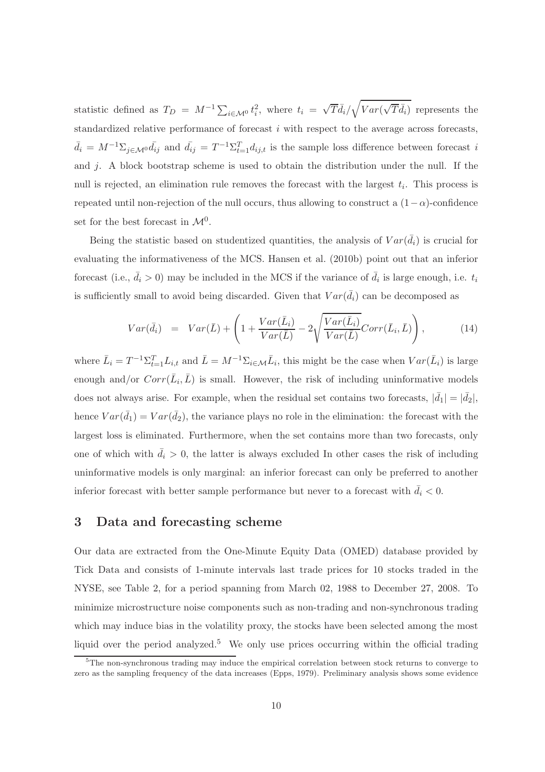statistic defined as $T_D = M^{-1}\sum_{i\in\mathcal{M}^0} t_i^2$, where $t_i = \sqrt{T}\bar{d}_i/\sqrt{Var(\sqrt{T}\bar{d}_i)}$ represents the standardized relative performance of forecast $i$ with respect to the average across forecasts, $\bar{d}_i = M^{-1}\Sigma_{j\in\mathcal{M}^0}\bar{d}_{ij}$ and $\bar{d}_{ij} = T^{-1}\Sigma_{t=1}^T d_{ij,t}$ is the sample loss difference between forecast $i$ and $j$. A block bootstrap scheme is used to obtain the distribution under the null. If the null is rejected, an elimination rule removes the forecast with the largest $t_i$. This process is repeated until non-rejection of the null occurs, thus allowing to construct a $(1-\alpha)$-confidence set for the best forecast in $\mathcal{M}^0$.

Being the statistic based on studentized quantities, the analysis of $Var(\bar{d}_i)$ is crucial for evaluating the informativeness of the MCS. Hansen et al. (2010b) point out that an inferior forecast (i.e., $\bar{d}_i > 0$) may be included in the MCS if the variance of $\bar{d}_i$ is large enough, i.e. $t_i$ is sufficiently small to avoid being discarded. Given that $Var(\bar{d}_i)$ can be decomposed as

$$Var(\bar{d}_i) \;\; = \;\; Var(\bar{L}) + \left(1 + \frac{Var(\bar{L}_i)}{Var(\bar{L})} - 2\sqrt{\frac{Var(\bar{L}_i)}{Var(\bar{L})}}Corr(\bar{L}_i, \bar{L})\right), \tag{14}$$

where $\bar{L}_i = T^{-1}\Sigma_{t=1}^T L_{i,t}$ and $\bar{L} = M^{-1}\Sigma_{i\in\mathcal{M}}\bar{L}_i$, this might be the case when $Var(\bar{L}_i)$ is large enough and/or $Corr(\bar{L}_i, \bar{L})$ is small. However, the risk of including uninformative models does not always arise. For example, when the residual set contains two forecasts, $|\bar{d}_1| = |\bar{d}_2|$, hence $Var(\bar{d}_1) = Var(\bar{d}_2)$, the variance plays no role in the elimination: the forecast with the largest loss is eliminated. Furthermore, when the set contains more than two forecasts, only one of which with $\bar{d}_i > 0$, the latter is always excluded In other cases the risk of including uninformative models is only marginal: an inferior forecast can only be preferred to another inferior forecast with better sample performance but never to a forecast with $\bar{d}_i < 0$.

## 3 Data and forecasting scheme

Our data are extracted from the One-Minute Equity Data (OMED) database provided by Tick Data and consists of 1-minute intervals last trade prices for 10 stocks traded in the NYSE, see Table 2, for a period spanning from March 02, 1988 to December 27, 2008. To minimize microstructure noise components such as non-trading and non-synchronous trading which may induce bias in the volatility proxy, the stocks have been selected among the most liquid over the period analyzed.[5] We only use prices occurring within the official trading

[5]The non-synchronous trading may induce the empirical correlation between stock returns to converge to zero as the sampling frequency of the data increases (Epps, 1979). Preliminary analysis shows some evidence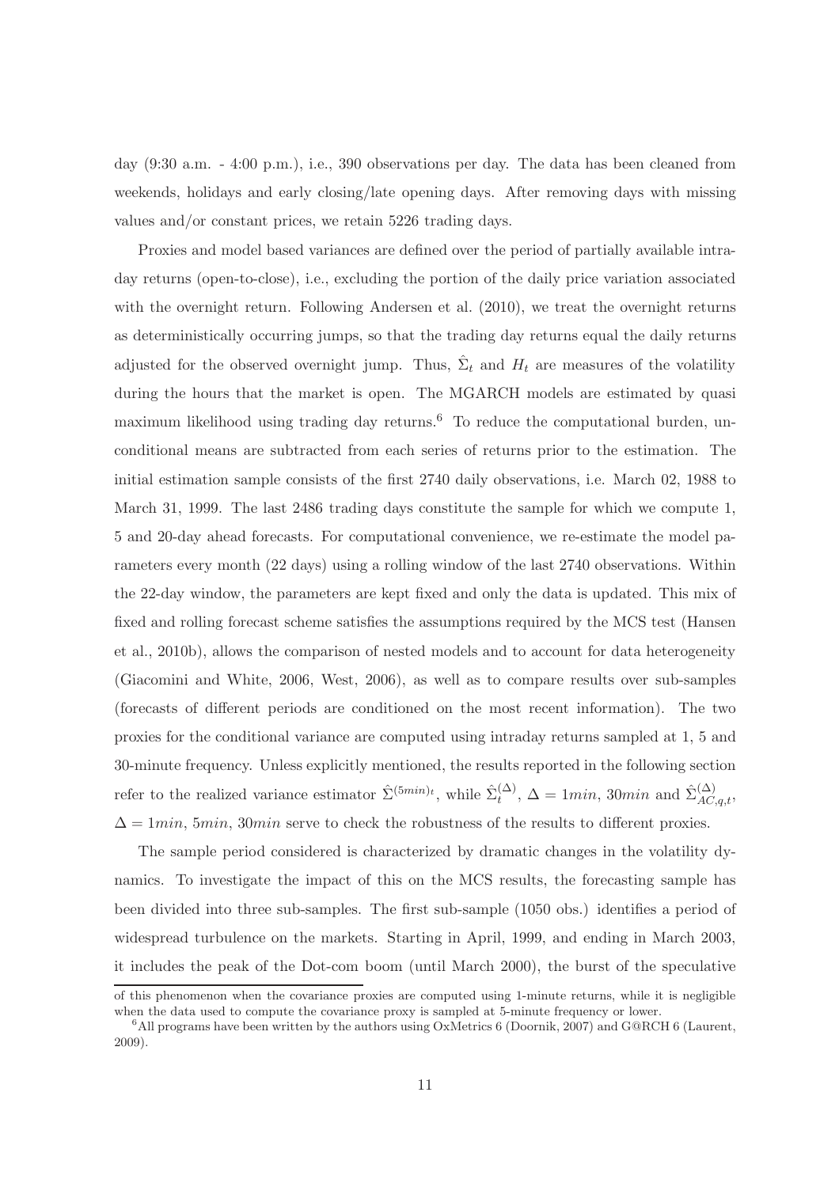day (9:30 a.m. - 4:00 p.m.), i.e., 390 observations per day. The data has been cleaned from weekends, holidays and early closing/late opening days. After removing days with missing values and/or constant prices, we retain 5226 trading days.

Proxies and model based variances are defined over the period of partially available intraday returns (open-to-close), i.e., excluding the portion of the daily price variation associated with the overnight return. Following Andersen et al. (2010), we treat the overnight returns as deterministically occurring jumps, so that the trading day returns equal the daily returns adjusted for the observed overnight jump. Thus, $\hat{\Sigma}_t$ and $H_t$ are measures of the volatility during the hours that the market is open. The MGARCH models are estimated by quasi maximum likelihood using trading day returns.[6] To reduce the computational burden, unconditional means are subtracted from each series of returns prior to the estimation. The initial estimation sample consists of the first 2740 daily observations, i.e. March 02, 1988 to March 31, 1999. The last 2486 trading days constitute the sample for which we compute 1, 5 and 20-day ahead forecasts. For computational convenience, we re-estimate the model parameters every month (22 days) using a rolling window of the last 2740 observations. Within the 22-day window, the parameters are kept fixed and only the data is updated. This mix of fixed and rolling forecast scheme satisfies the assumptions required by the MCS test (Hansen et al., 2010b), allows the comparison of nested models and to account for data heterogeneity (Giacomini and White, 2006, West, 2006), as well as to compare results over sub-samples (forecasts of different periods are conditioned on the most recent information). The two proxies for the conditional variance are computed using intraday returns sampled at 1, 5 and 30-minute frequency. Unless explicitly mentioned, the results reported in the following section refer to the realized variance estimator $\hat{\Sigma}^{(5min)_t}$, while $\hat{\Sigma}_t^{(\Delta)}$, $\Delta = 1min$, $30min$ and $\hat{\Sigma}_{AC,q,t}^{(\Delta)}$, $\Delta = 1min$, $5min$, $30min$ serve to check the robustness of the results to different proxies.

The sample period considered is characterized by dramatic changes in the volatility dynamics. To investigate the impact of this on the MCS results, the forecasting sample has been divided into three sub-samples. The first sub-sample (1050 obs.) identifies a period of widespread turbulence on the markets. Starting in April, 1999, and ending in March 2003, it includes the peak of the Dot-com boom (until March 2000), the burst of the speculative

of this phenomenon when the covariance proxies are computed using 1-minute returns, while it is negligible when the data used to compute the covariance proxy is sampled at 5-minute frequency or lower.

[6] All programs have been written by the authors using OxMetrics 6 (Doornik, 2007) and G@RCH 6 (Laurent, 2009).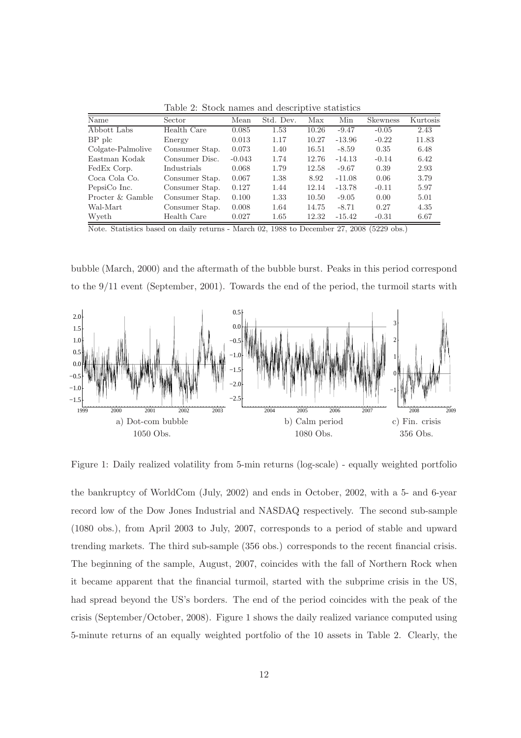Table 2: Stock names and descriptive statistics

| Name | Sector | Mean | Std. Dev. | Max | Min | Skewness | Kurtosis |
|---|---|---|---|---|---|---|---|
| Abbott Labs | Health Care | 0.085 | 1.53 | 10.26 | -9.47 | -0.05 | 2.43 |
| BP plc | Energy | 0.013 | 1.17 | 10.27 | -13.96 | -0.22 | 11.83 |
| Colgate-Palmolive | Consumer Stap. | 0.073 | 1.40 | 16.51 | -8.59 | 0.35 | 6.48 |
| Eastman Kodak | Consumer Disc. | -0.043 | 1.74 | 12.76 | -14.13 | -0.14 | 6.42 |
| FedEx Corp. | Industrials | 0.068 | 1.79 | 12.58 | -9.67 | 0.39 | 2.93 |
| Coca Cola Co. | Consumer Stap. | 0.067 | 1.38 | 8.92 | -11.08 | 0.06 | 3.79 |
| PepsiCo Inc. | Consumer Stap. | 0.127 | 1.44 | 12.14 | -13.78 | -0.11 | 5.97 |
| Procter & Gamble | Consumer Stap. | 0.100 | 1.33 | 10.50 | -9.05 | 0.00 | 5.01 |
| Wal-Mart | Consumer Stap. | 0.008 | 1.64 | 14.75 | -8.71 | 0.27 | 4.35 |
| Wyeth | Health Care | 0.027 | 1.65 | 12.32 | -15.42 | -0.31 | 6.67 |

Note. Statistics based on daily returns - March 02, 1988 to December 27, 2008 (5229 obs.)

bubble (March, 2000) and the aftermath of the bubble burst. Peaks in this period correspond to the 9/11 event (September, 2001). Towards the end of the period, the turmoil starts with

a) Dot-com bubble 1050 Obs. b) Calm period 1080 Obs. c) Fin. crisis 356 Obs.

Figure 1: Daily realized volatility from 5-min returns (log-scale) - equally weighted portfolio

the bankruptcy of WorldCom (July, 2002) and ends in October, 2002, with a 5- and 6-year record low of the Dow Jones Industrial and NASDAQ respectively. The second sub-sample (1080 obs.), from April 2003 to July, 2007, corresponds to a period of stable and upward trending markets. The third sub-sample (356 obs.) corresponds to the recent financial crisis. The beginning of the sample, August, 2007, coincides with the fall of Northern Rock when it became apparent that the financial turmoil, started with the subprime crisis in the US, had spread beyond the US's borders. The end of the period coincides with the peak of the crisis (September/October, 2008). Figure 1 shows the daily realized variance computed using 5-minute returns of an equally weighted portfolio of the 10 assets in Table 2. Clearly, the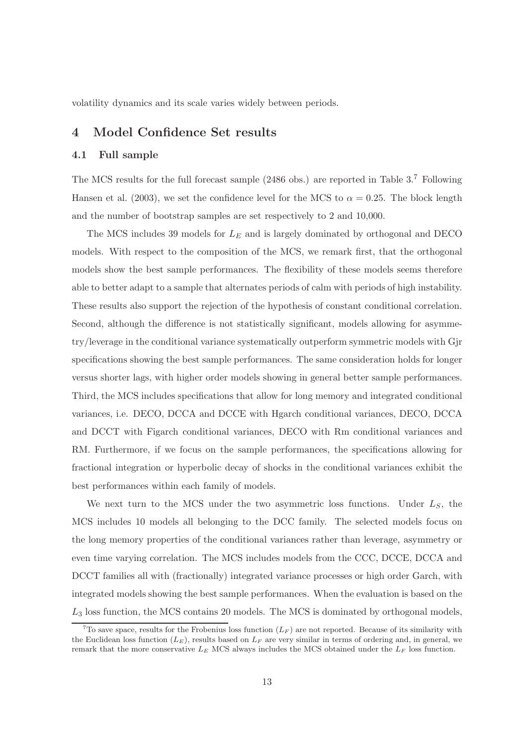volatility dynamics and its scale varies widely between periods.

## 4 Model Confidence Set results

### 4.1 Full sample

The MCS results for the full forecast sample (2486 obs.) are reported in Table 3.[7] Following Hansen et al. (2003), we set the confidence level for the MCS to $\alpha = 0.25$. The block length and the number of bootstrap samples are set respectively to 2 and 10,000.

The MCS includes 39 models for $L_E$ and is largely dominated by orthogonal and DECO models. With respect to the composition of the MCS, we remark first, that the orthogonal models show the best sample performances. The flexibility of these models seems therefore able to better adapt to a sample that alternates periods of calm with periods of high instability. These results also support the rejection of the hypothesis of constant conditional correlation. Second, although the difference is not statistically significant, models allowing for asymmetry/leverage in the conditional variance systematically outperform symmetric models with Gjr specifications showing the best sample performances. The same consideration holds for longer versus shorter lags, with higher order models showing in general better sample performances. Third, the MCS includes specifications that allow for long memory and integrated conditional variances, i.e. DECO, DCCA and DCCE with Hgarch conditional variances, DECO, DCCA and DCCT with Figarch conditional variances, DECO with Rm conditional variances and RM. Furthermore, if we focus on the sample performances, the specifications allowing for fractional integration or hyperbolic decay of shocks in the conditional variances exhibit the best performances within each family of models.

We next turn to the MCS under the two asymmetric loss functions. Under $L_S$, the MCS includes 10 models all belonging to the DCC family. The selected models focus on the long memory properties of the conditional variances rather than leverage, asymmetry or even time varying correlation. The MCS includes models from the CCC, DCCE, DCCA and DCCT families all with (fractionally) integrated variance processes or high order Garch, with integrated models showing the best sample performances. When the evaluation is based on the $L_3$ loss function, the MCS contains 20 models. The MCS is dominated by orthogonal models,

[7] To save space, results for the Frobenius loss function ($L_F$) are not reported. Because of its similarity with the Euclidean loss function ($L_E$), results based on $L_F$ are very similar in terms of ordering and, in general, we remark that the more conservative $L_E$ MCS always includes the MCS obtained under the $L_F$ loss function.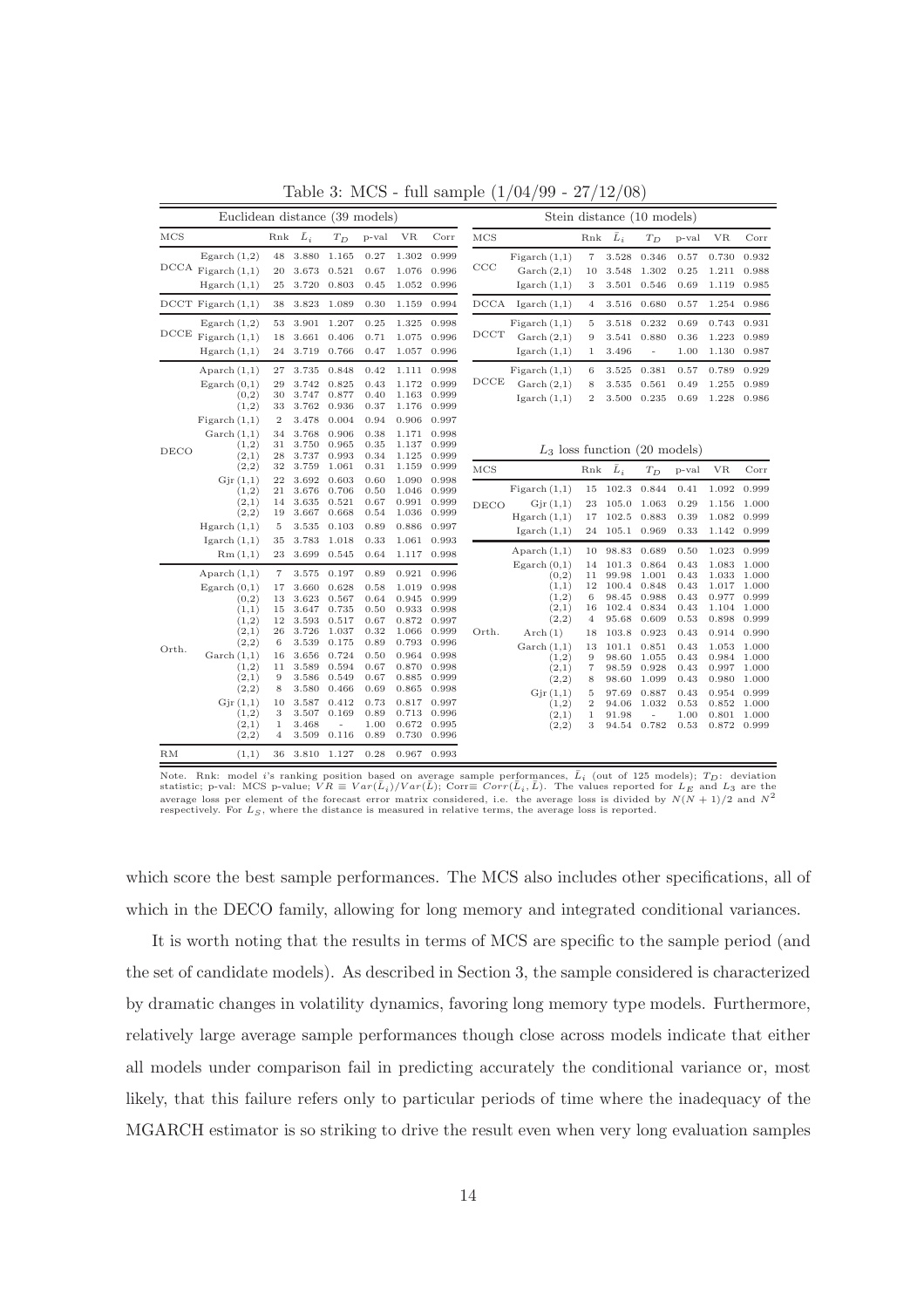Table 3: MCS - full sample (1/04/99 - 27/12/08)

| Euclidean distance (39 models) | | | | | | | | |
|---|---|---|---|---|---|---|---|---|
| MCS | | Rnk | $\bar{L}_i$ | $T_D$ | p-val | VR | Corr |
| DCCA | Egarch (1,2) | 48 | 3.880 | 1.165 | 0.27 | 1.302 | 0.999 |
| | Figarch (1,1) | 20 | 3.673 | 0.521 | 0.67 | 1.076 | 0.996 |
| | Hgarch (1,1) | 25 | 3.720 | 0.803 | 0.45 | 1.052 | 0.996 |
| DCCT | Figarch (1,1) | 38 | 3.823 | 1.089 | 0.30 | 1.159 | 0.994 |
| DCCE | Egarch (1,2) | 53 | 3.901 | 1.207 | 0.25 | 1.325 | 0.998 |
| | Figarch (1,1) | 18 | 3.661 | 0.406 | 0.71 | 1.075 | 0.996 |
| | Hgarch (1,1) | 24 | 3.719 | 0.766 | 0.47 | 1.057 | 0.996 |
| DECO | Aparch (1,1) | 27 | 3.735 | 0.848 | 0.42 | 1.111 | 0.998 |
| | Egarch (0,1) | 29 | 3.742 | 0.825 | 0.43 | 1.172 | 0.999 |
| | (0,2) | 30 | 3.747 | 0.877 | 0.40 | 1.163 | 0.999 |
| | (1,2) | 33 | 3.762 | 0.936 | 0.37 | 1.176 | 0.999 |
| | Figarch (1,1) | 2 | 3.478 | 0.004 | 0.94 | 0.906 | 0.997 |
| | Garch (1,1) | 34 | 3.768 | 0.906 | 0.38 | 1.171 | 0.998 |
| | (1,2) | 31 | 3.750 | 0.965 | 0.35 | 1.137 | 0.999 |
| | (2,1) | 28 | 3.737 | 0.993 | 0.34 | 1.125 | 0.999 |
| | (2,2) | 32 | 3.759 | 1.061 | 0.31 | 1.159 | 0.999 |
| | Gjr (1,1) | 22 | 3.692 | 0.603 | 0.60 | 1.090 | 0.998 |
| | (1,2) | 21 | 3.676 | 0.706 | 0.50 | 1.046 | 0.999 |
| | (2,1) | 14 | 3.635 | 0.521 | 0.67 | 0.991 | 0.999 |
| | (2,2) | 19 | 3.667 | 0.668 | 0.54 | 1.036 | 0.999 |
| | Hgarch (1,1) | 5 | 3.535 | 0.103 | 0.89 | 0.886 | 0.997 |
| | Igarch (1,1) | 35 | 3.783 | 1.018 | 0.33 | 1.061 | 0.993 |
| | Rm (1,1) | 23 | 3.699 | 0.545 | 0.64 | 1.117 | 0.998 |
| Orth. | Aparch (1,1) | 7 | 3.575 | 0.197 | 0.89 | 0.921 | 0.996 |
| | Egarch (0,1) | 17 | 3.660 | 0.628 | 0.58 | 1.019 | 0.998 |
| | (0,2) | 13 | 3.623 | 0.567 | 0.64 | 0.945 | 0.999 |
| | (1,1) | 15 | 3.647 | 0.735 | 0.50 | 0.933 | 0.998 |
| | (1,2) | 12 | 3.593 | 0.517 | 0.67 | 0.872 | 0.997 |
| | (2,1) | 26 | 3.726 | 1.037 | 0.32 | 1.066 | 0.999 |
| | (2,2) | 6 | 3.539 | 0.175 | 0.89 | 0.793 | 0.996 |
| | Garch (1,1) | 16 | 3.656 | 0.724 | 0.50 | 0.964 | 0.998 |
| | (1,2) | 11 | 3.589 | 0.594 | 0.67 | 0.870 | 0.998 |
| | (2,1) | 9 | 3.586 | 0.549 | 0.67 | 0.885 | 0.999 |
| | (2,2) | 8 | 3.580 | 0.466 | 0.69 | 0.865 | 0.998 |
| | Gjr (1,1) | 10 | 3.587 | 0.412 | 0.73 | 0.817 | 0.997 |
| | (1,2) | 3 | 3.507 | 0.169 | 0.89 | 0.713 | 0.996 |
| | (2,1) | 1 | 3.468 | - | 1.00 | 0.672 | 0.995 |
| | (2,2) | 4 | 3.509 | 0.116 | 0.89 | 0.730 | 0.996 |
| RM | (1,1) | 36 | 3.810 | 1.127 | 0.28 | 0.967 | 0.993 |

| Stein distance (10 models) | | | | | | | |
|---|---|---|---|---|---|---|---|
| MCS | | Rnk | $\bar{L}_i$ | $T_D$ | p-val | VR | Corr |
| CCC | Figarch (1,1) | 7 | 3.528 | 0.346 | 0.57 | 0.730 | 0.932 |
| | Garch (2,1) | 10 | 3.548 | 1.302 | 0.25 | 1.211 | 0.988 |
| | Igarch (1,1) | 3 | 3.501 | 0.546 | 0.69 | 1.119 | 0.985 |
| DCCA | Igarch (1,1) | 4 | 3.516 | 0.680 | 0.57 | 1.254 | 0.986 |
| DCCT | Figarch (1,1) | 5 | 3.518 | 0.232 | 0.69 | 0.743 | 0.931 |
| | Garch (2,1) | 9 | 3.541 | 0.880 | 0.36 | 1.223 | 0.989 |
| | Igarch (1,1) | 1 | 3.496 | - | 1.00 | 1.130 | 0.987 |
| DCCE | Figarch (1,1) | 6 | 3.525 | 0.381 | 0.57 | 0.789 | 0.929 |
| | Garch (2,1) | 8 | 3.535 | 0.561 | 0.49 | 1.255 | 0.989 |
| | Igarch (1,1) | 2 | 3.500 | 0.235 | 0.69 | 1.228 | 0.986 |

| $L_3$ loss function (20 models) | | | | | | | |
|---|---|---|---|---|---|---|---|
| MCS | | Rnk | $\bar{L}_i$ | $T_D$ | p-val | VR | Corr |
| DECO | Figarch (1,1) | 15 | 102.3 | 0.844 | 0.41 | 1.092 | 0.999 |
| | Gjr (1,1) | 23 | 105.0 | 1.063 | 0.29 | 1.156 | 1.000 |
| | Hgarch (1,1) | 17 | 102.5 | 0.883 | 0.39 | 1.082 | 0.999 |
| | Igarch (1,1) | 24 | 105.1 | 0.969 | 0.33 | 1.142 | 0.999 |
| Orth. | Aparch (1,1) | 10 | 98.83 | 0.689 | 0.50 | 1.023 | 0.999 |
| | Egarch (0,1) | 14 | 101.3 | 0.864 | 0.43 | 1.083 | 1.000 |
| | (0,2) | 11 | 99.98 | 1.001 | 0.43 | 1.033 | 1.000 |
| | (1,1) | 12 | 100.4 | 0.848 | 0.43 | 1.017 | 1.000 |
| | (1,2) | 6 | 98.45 | 0.988 | 0.43 | 0.977 | 0.999 |
| | (2,1) | 16 | 102.4 | 0.834 | 0.43 | 1.104 | 1.000 |
| | (2,2) | 4 | 95.68 | 0.609 | 0.53 | 0.898 | 0.999 |
| | Arch (1) | 18 | 103.8 | 0.923 | 0.43 | 0.914 | 0.990 |
| | Garch (1,1) | 13 | 101.1 | 0.851 | 0.43 | 1.053 | 1.000 |
| | (1,2) | 9 | 98.60 | 1.055 | 0.43 | 0.984 | 1.000 |
| | (2,1) | 7 | 98.59 | 0.928 | 0.43 | 0.997 | 1.000 |
| | (2,2) | 8 | 98.60 | 1.099 | 0.43 | 0.980 | 1.000 |
| | Gjr (1,1) | 5 | 97.69 | 0.887 | 0.43 | 0.954 | 0.999 |
| | (1,2) | 2 | 94.06 | 1.032 | 0.53 | 0.852 | 1.000 |
| | (2,1) | 1 | 91.98 | - | 1.00 | 0.801 | 1.000 |
| | (2,2) | 3 | 94.54 | 0.782 | 0.53 | 0.872 | 0.999 |

Note. Rnk: model $i$'s ranking position based on average sample performances, $\bar{L}_i$ (out of 125 models); $T_D$: deviation statistic; p-val: MCS p-value; $VR \equiv Var(\bar{L}_i)/Var(\bar{L})$; Corr$\equiv Corr(\bar{L}_i, \bar{L})$. The values reported for $L_E$ and $L_3$ are the average loss per element of the forecast error matrix considered, i.e. the average loss is divided by $N(N+1)/2$ and $N^2$ respectively. For $L_S$, where the distance is measured in relative terms, the average loss is reported.

which score the best sample performances. The MCS also includes other specifications, all of which in the DECO family, allowing for long memory and integrated conditional variances.

It is worth noting that the results in terms of MCS are specific to the sample period (and the set of candidate models). As described in Section 3, the sample considered is characterized by dramatic changes in volatility dynamics, favoring long memory type models. Furthermore, relatively large average sample performances though close across models indicate that either all models under comparison fail in predicting accurately the conditional variance or, most likely, that this failure refers only to particular periods of time where the inadequacy of the MGARCH estimator is so striking to drive the result even when very long evaluation samples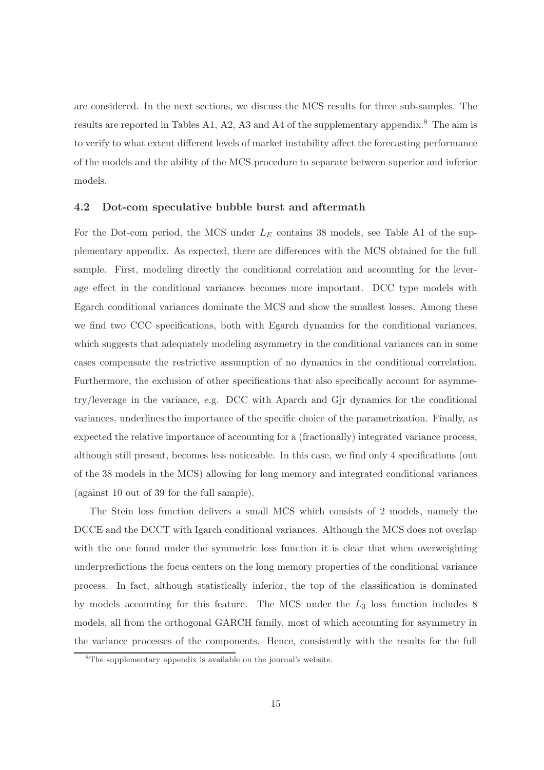are considered. In the next sections, we discuss the MCS results for three sub-samples. The results are reported in Tables A1, A2, A3 and A4 of the supplementary appendix.[8] The aim is to verify to what extent different levels of market instability affect the forecasting performance of the models and the ability of the MCS procedure to separate between superior and inferior models.

### 4.2 Dot-com speculative bubble burst and aftermath

For the Dot-com period, the MCS under $L_E$ contains 38 models, see Table A1 of the supplementary appendix. As expected, there are differences with the MCS obtained for the full sample. First, modeling directly the conditional correlation and accounting for the leverage effect in the conditional variances becomes more important. DCC type models with Egarch conditional variances dominate the MCS and show the smallest losses. Among these we find two CCC specifications, both with Egarch dynamics for the conditional variances, which suggests that adequately modeling asymmetry in the conditional variances can in some cases compensate the restrictive assumption of no dynamics in the conditional correlation. Furthermore, the exclusion of other specifications that also specifically account for asymmetry/leverage in the variance, e.g. DCC with Aparch and Gjr dynamics for the conditional variances, underlines the importance of the specific choice of the parametrization. Finally, as expected the relative importance of accounting for a (fractionally) integrated variance process, although still present, becomes less noticeable. In this case, we find only 4 specifications (out of the 38 models in the MCS) allowing for long memory and integrated conditional variances (against 10 out of 39 for the full sample).

The Stein loss function delivers a small MCS which consists of 2 models, namely the DCCE and the DCCT with Igarch conditional variances. Although the MCS does not overlap with the one found under the symmetric loss function it is clear that when overweighting underpredictions the focus centers on the long memory properties of the conditional variance process. In fact, although statistically inferior, the top of the classification is dominated by models accounting for this feature. The MCS under the $L_3$ loss function includes 8 models, all from the orthogonal GARCH family, most of which accounting for asymmetry in the variance processes of the components. Hence, consistently with the results for the full

[8] The supplementary appendix is available on the journal's website.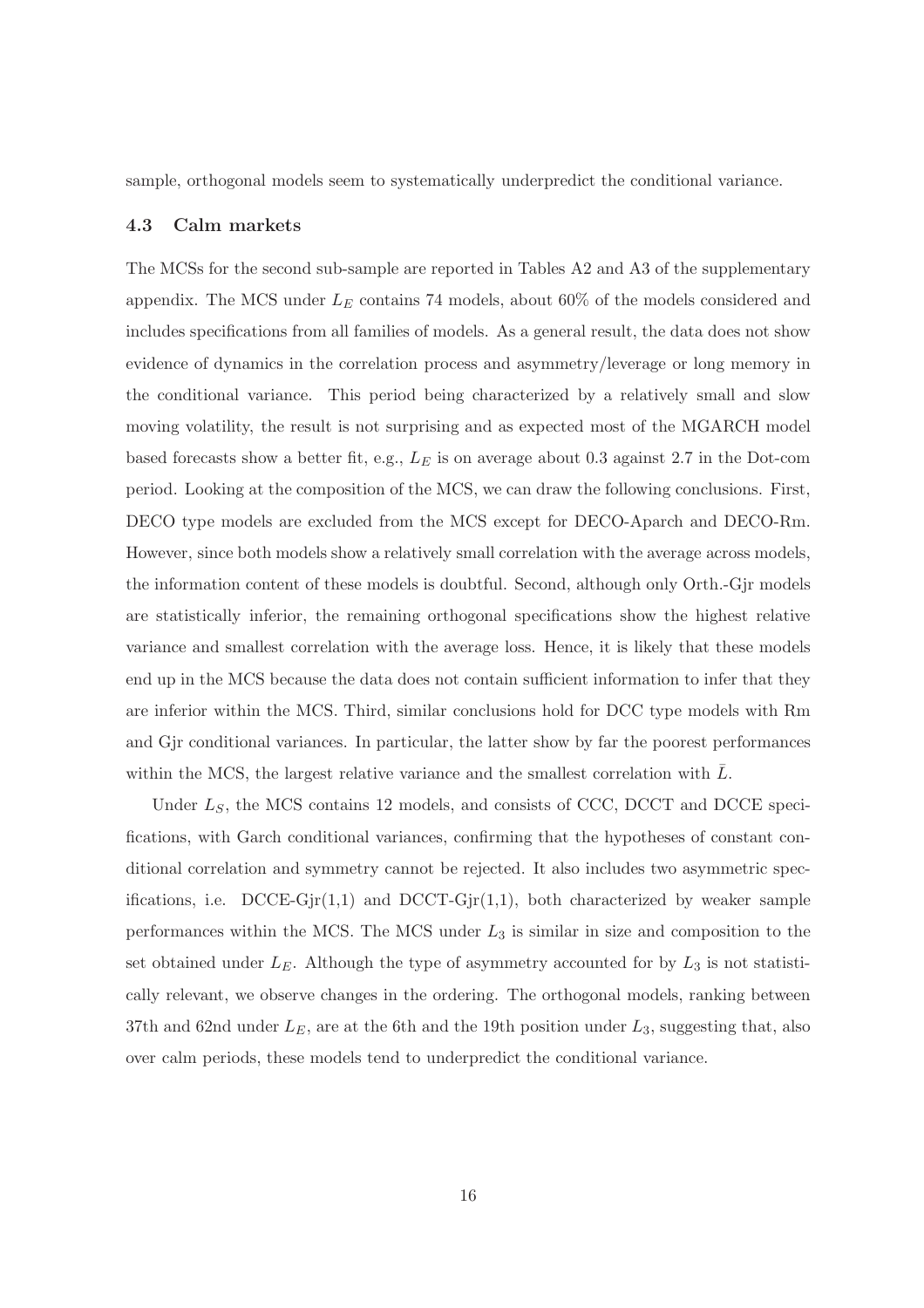sample, orthogonal models seem to systematically underpredict the conditional variance.

### 4.3 Calm markets

The MCSs for the second sub-sample are reported in Tables A2 and A3 of the supplementary appendix. The MCS under $L_E$ contains 74 models, about 60% of the models considered and includes specifications from all families of models. As a general result, the data does not show evidence of dynamics in the correlation process and asymmetry/leverage or long memory in the conditional variance. This period being characterized by a relatively small and slow moving volatility, the result is not surprising and as expected most of the MGARCH model based forecasts show a better fit, e.g., $L_E$ is on average about 0.3 against 2.7 in the Dot-com period. Looking at the composition of the MCS, we can draw the following conclusions. First, DECO type models are excluded from the MCS except for DECO-Aparch and DECO-Rm. However, since both models show a relatively small correlation with the average across models, the information content of these models is doubtful. Second, although only Orth.-Gjr models are statistically inferior, the remaining orthogonal specifications show the highest relative variance and smallest correlation with the average loss. Hence, it is likely that these models end up in the MCS because the data does not contain sufficient information to infer that they are inferior within the MCS. Third, similar conclusions hold for DCC type models with Rm and Gjr conditional variances. In particular, the latter show by far the poorest performances within the MCS, the largest relative variance and the smallest correlation with $\bar{L}$.

Under $L_S$, the MCS contains 12 models, and consists of CCC, DCCT and DCCE specifications, with Garch conditional variances, confirming that the hypotheses of constant conditional correlation and symmetry cannot be rejected. It also includes two asymmetric specifications, i.e. DCCE-Gjr(1,1) and DCCT-Gjr(1,1), both characterized by weaker sample performances within the MCS. The MCS under $L_3$ is similar in size and composition to the set obtained under $L_E$. Although the type of asymmetry accounted for by $L_3$ is not statistically relevant, we observe changes in the ordering. The orthogonal models, ranking between 37th and 62nd under $L_E$, are at the 6th and the 19th position under $L_3$, suggesting that, also over calm periods, these models tend to underpredict the conditional variance.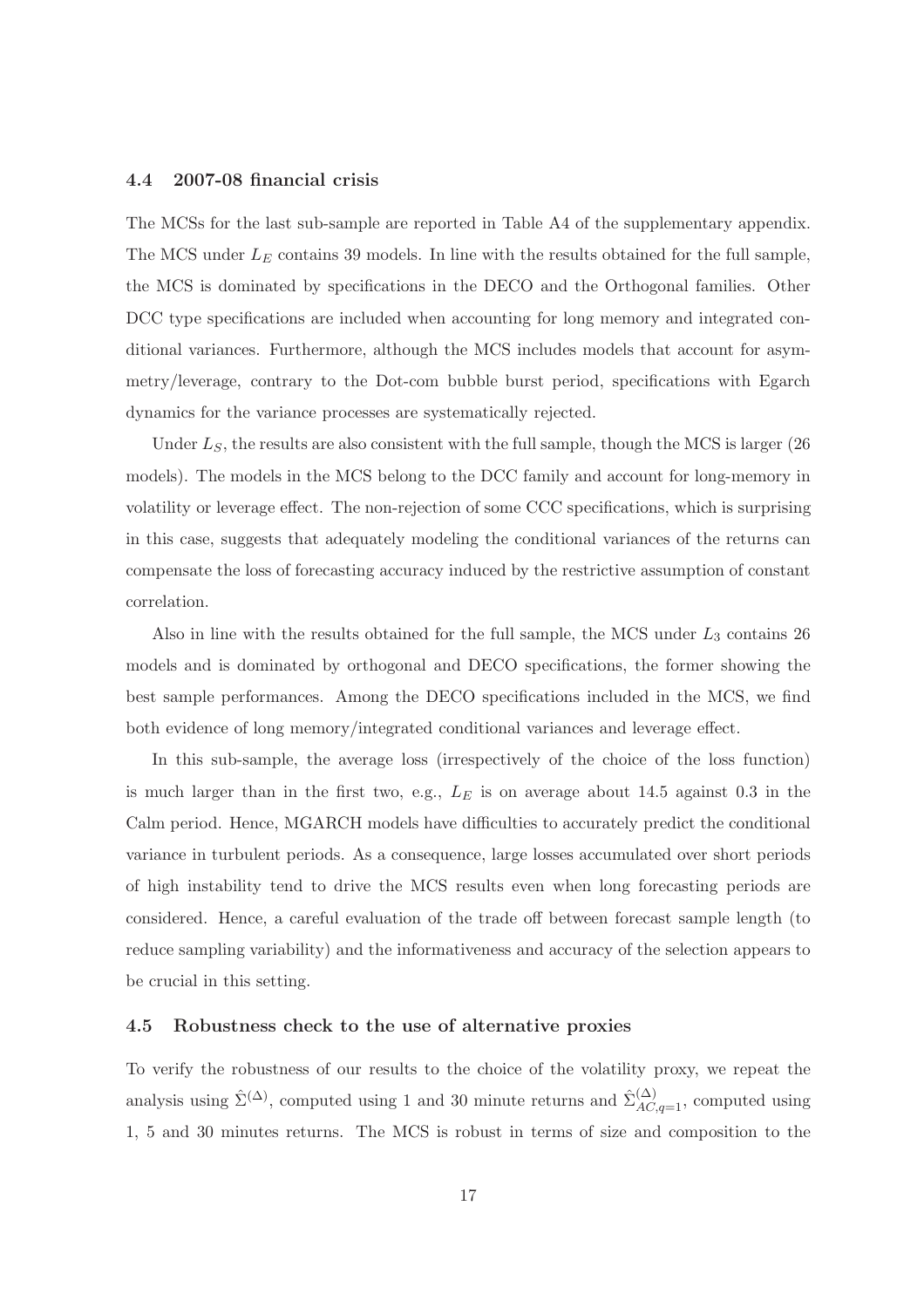### 4.4 2007-08 financial crisis

The MCSs for the last sub-sample are reported in Table A4 of the supplementary appendix. The MCS under $L_E$ contains 39 models. In line with the results obtained for the full sample, the MCS is dominated by specifications in the DECO and the Orthogonal families. Other DCC type specifications are included when accounting for long memory and integrated conditional variances. Furthermore, although the MCS includes models that account for asymmetry/leverage, contrary to the Dot-com bubble burst period, specifications with Egarch dynamics for the variance processes are systematically rejected.

Under $L_S$, the results are also consistent with the full sample, though the MCS is larger (26 models). The models in the MCS belong to the DCC family and account for long-memory in volatility or leverage effect. The non-rejection of some CCC specifications, which is surprising in this case, suggests that adequately modeling the conditional variances of the returns can compensate the loss of forecasting accuracy induced by the restrictive assumption of constant correlation.

Also in line with the results obtained for the full sample, the MCS under $L_3$ contains 26 models and is dominated by orthogonal and DECO specifications, the former showing the best sample performances. Among the DECO specifications included in the MCS, we find both evidence of long memory/integrated conditional variances and leverage effect.

In this sub-sample, the average loss (irrespectively of the choice of the loss function) is much larger than in the first two, e.g., $L_E$ is on average about 14.5 against 0.3 in the Calm period. Hence, MGARCH models have difficulties to accurately predict the conditional variance in turbulent periods. As a consequence, large losses accumulated over short periods of high instability tend to drive the MCS results even when long forecasting periods are considered. Hence, a careful evaluation of the trade off between forecast sample length (to reduce sampling variability) and the informativeness and accuracy of the selection appears to be crucial in this setting.

### 4.5 Robustness check to the use of alternative proxies

To verify the robustness of our results to the choice of the volatility proxy, we repeat the analysis using $\hat{\Sigma}^{(\Delta)}$, computed using 1 and 30 minute returns and $\hat{\Sigma}^{(\Delta)}_{AC,q=1}$, computed using 1, 5 and 30 minutes returns. The MCS is robust in terms of size and composition to the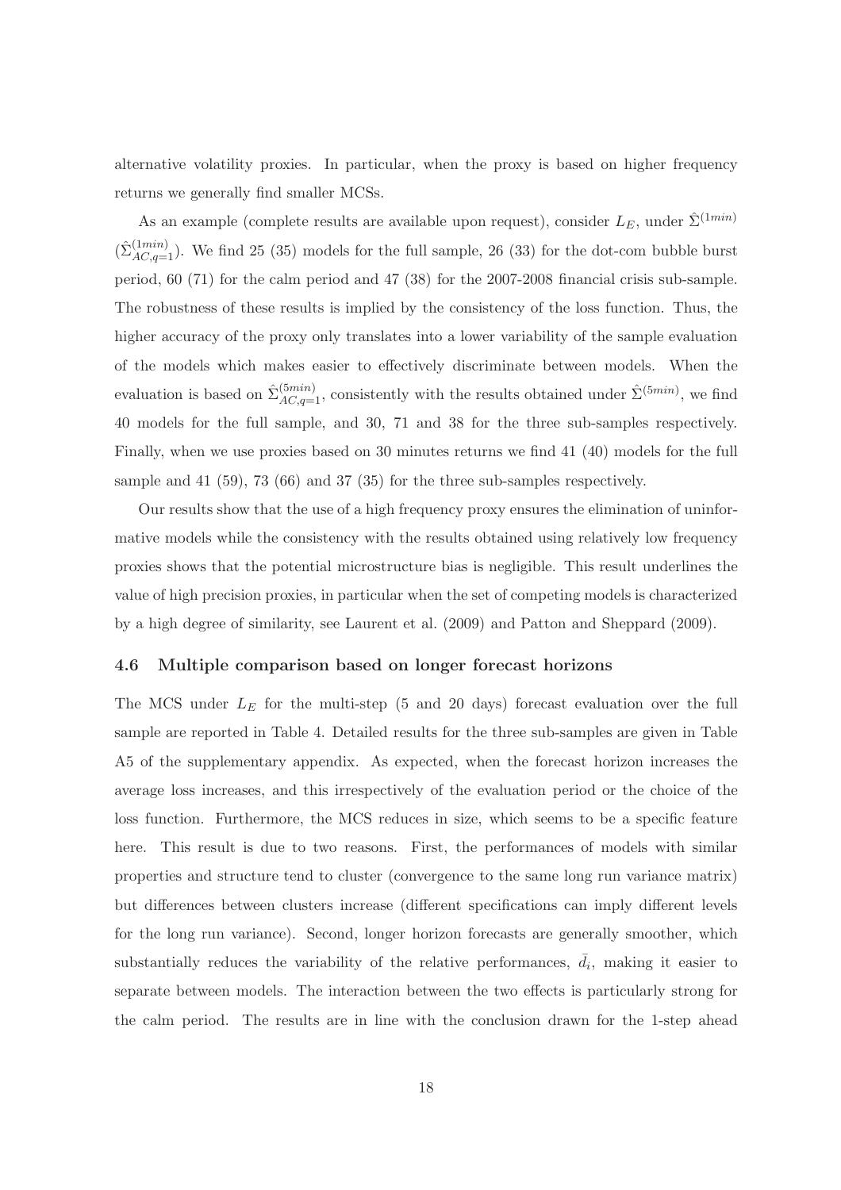alternative volatility proxies. In particular, when the proxy is based on higher frequency returns we generally find smaller MCSs.

As an example (complete results are available upon request), consider $L_E$, under $\hat{\Sigma}^{(1min)}$ ($\hat{\Sigma}^{(1min)}_{AC,q=1}$). We find 25 (35) models for the full sample, 26 (33) for the dot-com bubble burst period, 60 (71) for the calm period and 47 (38) for the 2007-2008 financial crisis sub-sample. The robustness of these results is implied by the consistency of the loss function. Thus, the higher accuracy of the proxy only translates into a lower variability of the sample evaluation of the models which makes easier to effectively discriminate between models. When the evaluation is based on $\hat{\Sigma}^{(5min)}_{AC,q=1}$, consistently with the results obtained under $\hat{\Sigma}^{(5min)}$, we find 40 models for the full sample, and 30, 71 and 38 for the three sub-samples respectively. Finally, when we use proxies based on 30 minutes returns we find 41 (40) models for the full sample and 41 (59), 73 (66) and 37 (35) for the three sub-samples respectively.

Our results show that the use of a high frequency proxy ensures the elimination of uninformative models while the consistency with the results obtained using relatively low frequency proxies shows that the potential microstructure bias is negligible. This result underlines the value of high precision proxies, in particular when the set of competing models is characterized by a high degree of similarity, see Laurent et al. (2009) and Patton and Sheppard (2009).

### 4.6 Multiple comparison based on longer forecast horizons

The MCS under $L_E$ for the multi-step (5 and 20 days) forecast evaluation over the full sample are reported in Table 4. Detailed results for the three sub-samples are given in Table A5 of the supplementary appendix. As expected, when the forecast horizon increases the average loss increases, and this irrespectively of the evaluation period or the choice of the loss function. Furthermore, the MCS reduces in size, which seems to be a specific feature here. This result is due to two reasons. First, the performances of models with similar properties and structure tend to cluster (convergence to the same long run variance matrix) but differences between clusters increase (different specifications can imply different levels for the long run variance). Second, longer horizon forecasts are generally smoother, which substantially reduces the variability of the relative performances, $\bar{d}_i$, making it easier to separate between models. The interaction between the two effects is particularly strong for the calm period. The results are in line with the conclusion drawn for the 1-step ahead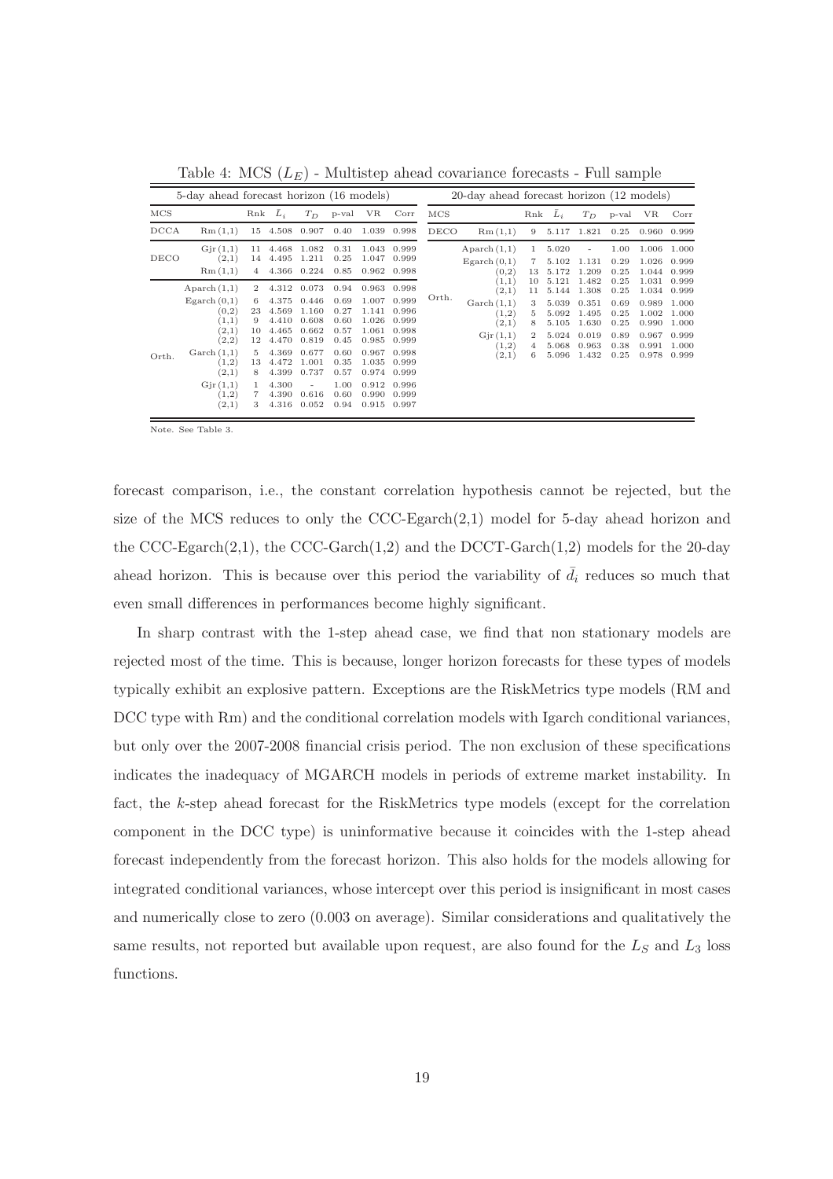Table 4: MCS ($L_E$) - Multistep ahead covariance forecasts - Full sample

| 5-day ahead forecast horizon (16 models) | | | | | | | | | 20-day ahead forecast horizon (12 models) | | | | | | | | |
|---|---|---|---|---|---|---|---|---|---|---|---|---|---|---|---|---|---|
| MCS | | Rnk | $\bar{L}_i$ | $T_D$ | p-val | VR | Corr | MCS | | Rnk | $\bar{L}_i$ | $T_D$ | p-val | VR | Corr |
| DCCA | Rm (1,1) | 15 | 4.508 | 0.907 | 0.40 | 1.039 | 0.998 | DECO | Rm (1,1) | 9 | 5.117 | 1.821 | 0.25 | 0.960 | 0.999 |
| DECO | Gjr (1,1) | 11 | 4.468 | 1.082 | 0.31 | 1.043 | 0.999 | Orth. | Aparch (1,1) | 1 | 5.020 | - | 1.00 | 1.006 | 1.000 |
| | (2,1) | 14 | 4.495 | 1.211 | 0.25 | 1.047 | 0.999 | | Egarch (0,1) | 7 | 5.102 | 1.131 | 0.29 | 1.026 | 0.999 |
| | Rm (1,1) | 4 | 4.366 | 0.224 | 0.85 | 0.962 | 0.998 | | (0,2) | 13 | 5.172 | 1.209 | 0.25 | 1.044 | 0.999 |
| Orth. | Aparch (1,1) | 2 | 4.312 | 0.073 | 0.94 | 0.963 | 0.998 | | (1,1) | 10 | 5.121 | 1.482 | 0.25 | 1.031 | 0.999 |
| | Egarch (0,1) | 6 | 4.375 | 0.446 | 0.69 | 1.007 | 0.999 | | (2,1) | 11 | 5.144 | 1.308 | 0.25 | 1.034 | 0.999 |
| | (0,2) | 23 | 4.569 | 1.160 | 0.27 | 1.141 | 0.996 | | Garch (1,1) | 3 | 5.039 | 0.351 | 0.69 | 0.989 | 1.000 |
| | (1,1) | 9 | 4.410 | 0.608 | 0.60 | 1.026 | 0.999 | | (1,2) | 5 | 5.092 | 1.495 | 0.25 | 1.002 | 1.000 |
| | (2,1) | 10 | 4.465 | 0.662 | 0.57 | 1.061 | 0.998 | | (2,1) | 8 | 5.105 | 1.630 | 0.25 | 0.990 | 1.000 |
| | (2,2) | 12 | 4.470 | 0.819 | 0.45 | 0.985 | 0.999 | | Gjr (1,1) | 2 | 5.024 | 0.019 | 0.89 | 0.967 | 0.999 |
| | Garch (1,1) | 5 | 4.369 | 0.677 | 0.60 | 0.967 | 0.998 | | (1,2) | 4 | 5.068 | 0.963 | 0.38 | 0.991 | 1.000 |
| | (1,2) | 13 | 4.472 | 1.001 | 0.35 | 1.035 | 0.999 | | (2,1) | 6 | 5.096 | 1.432 | 0.25 | 0.978 | 0.999 |
| | (2,1) | 8 | 4.399 | 0.737 | 0.57 | 0.974 | 0.999 | | | | | | | | |
| | Gjr (1,1) | 1 | 4.300 | - | 1.00 | 0.912 | 0.996 | | | | | | | | |
| | (1,2) | 7 | 4.390 | 0.616 | 0.60 | 0.990 | 0.999 | | | | | | | | |
| | (2,1) | 3 | 4.316 | 0.052 | 0.94 | 0.915 | 0.997 | | | | | | | | |

Note. See Table 3.

forecast comparison, i.e., the constant correlation hypothesis cannot be rejected, but the size of the MCS reduces to only the CCC-Egarch(2,1) model for 5-day ahead horizon and the CCC-Egarch(2,1), the CCC-Garch(1,2) and the DCCT-Garch(1,2) models for the 20-day ahead horizon. This is because over this period the variability of $\bar{d}_i$ reduces so much that even small differences in performances become highly significant.

In sharp contrast with the 1-step ahead case, we find that non stationary models are rejected most of the time. This is because, longer horizon forecasts for these types of models typically exhibit an explosive pattern. Exceptions are the RiskMetrics type models (RM and DCC type with Rm) and the conditional correlation models with Igarch conditional variances, but only over the 2007-2008 financial crisis period. The non exclusion of these specifications indicates the inadequacy of MGARCH models in periods of extreme market instability. In fact, the $k$-step ahead forecast for the RiskMetrics type models (except for the correlation component in the DCC type) is uninformative because it coincides with the 1-step ahead forecast independently from the forecast horizon. This also holds for the models allowing for integrated conditional variances, whose intercept over this period is insignificant in most cases and numerically close to zero (0.003 on average). Similar considerations and qualitatively the same results, not reported but available upon request, are also found for the $L_S$ and $L_3$ loss functions.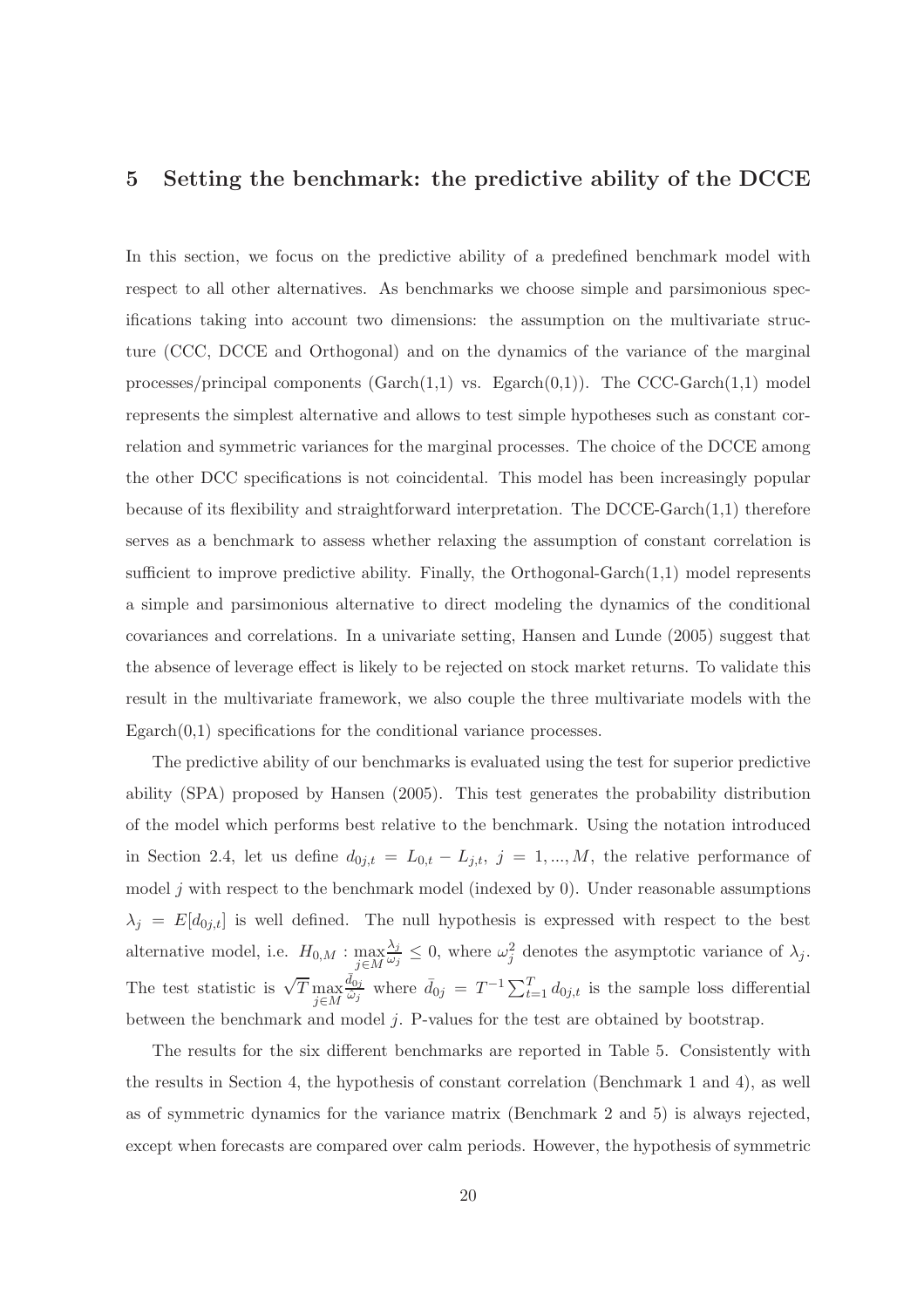## 5 Setting the benchmark: the predictive ability of the DCCE

In this section, we focus on the predictive ability of a predefined benchmark model with respect to all other alternatives. As benchmarks we choose simple and parsimonious specifications taking into account two dimensions: the assumption on the multivariate structure (CCC, DCCE and Orthogonal) and on the dynamics of the variance of the marginal processes/principal components (Garch(1,1) vs. Egarch(0,1)). The CCC-Garch(1,1) model represents the simplest alternative and allows to test simple hypotheses such as constant correlation and symmetric variances for the marginal processes. The choice of the DCCE among the other DCC specifications is not coincidental. This model has been increasingly popular because of its flexibility and straightforward interpretation. The DCCE-Garch(1,1) therefore serves as a benchmark to assess whether relaxing the assumption of constant correlation is sufficient to improve predictive ability. Finally, the Orthogonal-Garch(1,1) model represents a simple and parsimonious alternative to direct modeling the dynamics of the conditional covariances and correlations. In a univariate setting, Hansen and Lunde (2005) suggest that the absence of leverage effect is likely to be rejected on stock market returns. To validate this result in the multivariate framework, we also couple the three multivariate models with the Egarch(0,1) specifications for the conditional variance processes.

The predictive ability of our benchmarks is evaluated using the test for superior predictive ability (SPA) proposed by Hansen (2005). This test generates the probability distribution of the model which performs best relative to the benchmark. Using the notation introduced in Section 2.4, let us define $d_{0j,t} = L_{0,t} - L_{j,t},\ j = 1, ..., M$, the relative performance of model $j$ with respect to the benchmark model (indexed by 0). Under reasonable assumptions $\lambda_j = E[d_{0j,t}]$ is well defined. The null hypothesis is expressed with respect to the best alternative model, i.e. $H_{0,M} : \max_{j \in M} \frac{\lambda_j}{\omega_j} \leq 0$, where $\omega_j^2$ denotes the asymptotic variance of $\lambda_j$. The test statistic is $\sqrt{T} \max_{j \in M} \frac{\bar{d}_{0j}}{\omega_j}$ where $\bar{d}_{0j} = T^{-1} \sum_{t=1}^{T} d_{0j,t}$ is the sample loss differential between the benchmark and model $j$. P-values for the test are obtained by bootstrap.

The results for the six different benchmarks are reported in Table 5. Consistently with the results in Section 4, the hypothesis of constant correlation (Benchmark 1 and 4), as well as of symmetric dynamics for the variance matrix (Benchmark 2 and 5) is always rejected, except when forecasts are compared over calm periods. However, the hypothesis of symmetric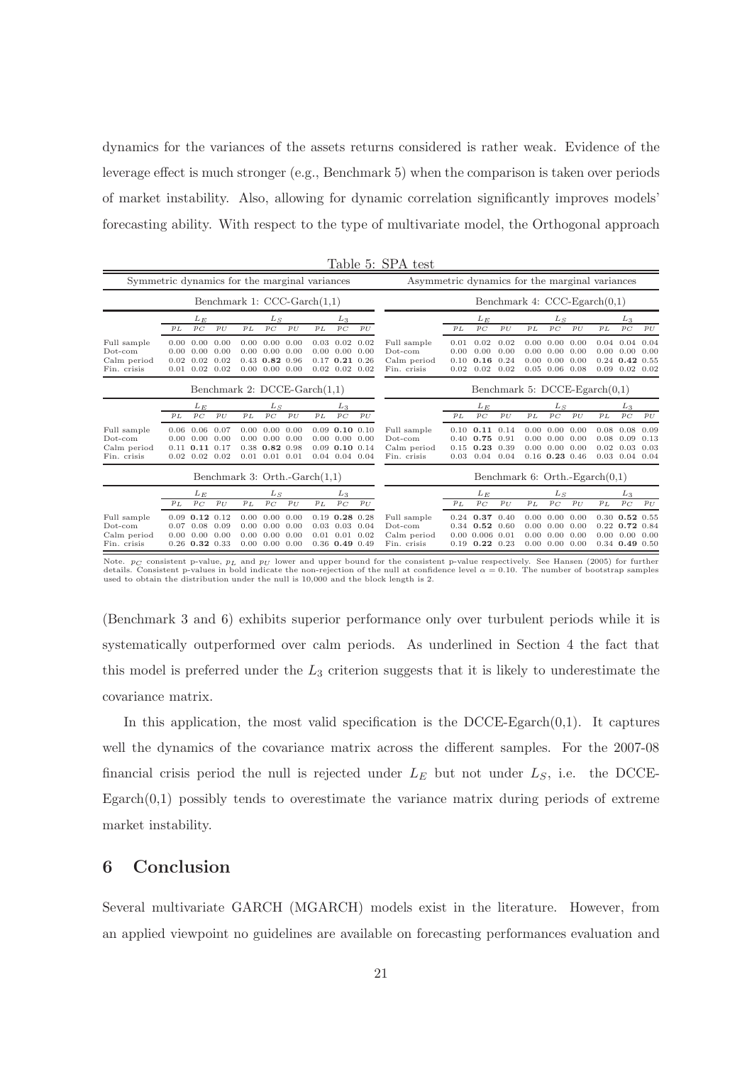dynamics for the variances of the assets returns considered is rather weak. Evidence of the leverage effect is much stronger (e.g., Benchmark 5) when the comparison is taken over periods of market instability. Also, allowing for dynamic correlation significantly improves models' forecasting ability. With respect to the type of multivariate model, the Orthogonal approach

Table 5: SPA test

| Symmetric dynamics for the marginal variances | | | | | | | | | | Asymmetric dynamics for the marginal variances | | | | | | | | | |
|---|---|---|---|---|---|---|---|---|---|---|---|---|---|---|---|---|---|---|---|
| Benchmark 1: CCC-Garch(1,1) | | | | | | | | | | Benchmark 4: CCC-Egarch(0,1) | | | | | | | | | |
| | $L_E$ | | | $L_S$ | | | $L_3$ | | | | $L_E$ | | | $L_S$ | | | $L_3$ | | |
| | $p_L$ | $p_C$ | $p_U$ | $p_L$ | $p_C$ | $p_U$ | $p_L$ | $p_C$ | $p_U$ | | $p_L$ | $p_C$ | $p_U$ | $p_L$ | $p_C$ | $p_U$ | $p_L$ | $p_C$ | $p_U$ |
| Full sample | 0.00 | 0.00 | 0.00 | 0.00 | 0.00 | 0.00 | 0.03 | 0.02 | 0.02 | Full sample | 0.01 | 0.02 | 0.02 | 0.00 | 0.00 | 0.00 | 0.04 | 0.04 | 0.04 |
| Dot-com | 0.00 | 0.00 | 0.00 | 0.00 | 0.00 | 0.00 | 0.00 | 0.00 | 0.00 | Dot-com | 0.00 | 0.00 | 0.00 | 0.00 | 0.00 | 0.00 | 0.00 | 0.00 | 0.00 |
| Calm period | 0.02 | 0.02 | 0.02 | 0.43 | **0.82** | 0.96 | 0.17 | **0.21** | 0.26 | Calm period | 0.10 | **0.16** | 0.24 | 0.00 | 0.00 | 0.00 | 0.24 | **0.42** | 0.55 |
| Fin. crisis | 0.01 | 0.02 | 0.02 | 0.00 | 0.00 | 0.00 | 0.02 | 0.02 | 0.02 | Fin. crisis | 0.02 | 0.02 | 0.02 | 0.05 | 0.06 | 0.08 | 0.09 | 0.02 | 0.02 |
| Benchmark 2: DCCE-Garch(1,1) | | | | | | | | | | Benchmark 5: DCCE-Egarch(0,1) | | | | | | | | | |
| | $L_E$ | | | $L_S$ | | | $L_3$ | | | | $L_E$ | | | $L_S$ | | | $L_3$ | | |
| | $p_L$ | $p_C$ | $p_U$ | $p_L$ | $p_C$ | $p_U$ | $p_L$ | $p_C$ | $p_U$ | | $p_L$ | $p_C$ | $p_U$ | $p_L$ | $p_C$ | $p_U$ | $p_L$ | $p_C$ | $p_U$ |
| Full sample | 0.06 | 0.06 | 0.07 | 0.00 | 0.00 | 0.00 | 0.09 | **0.10** | 0.10 | Full sample | 0.10 | **0.11** | 0.14 | 0.00 | 0.00 | 0.00 | 0.08 | 0.08 | 0.09 |
| Dot-com | 0.00 | 0.00 | 0.00 | 0.00 | 0.00 | 0.00 | 0.00 | 0.00 | 0.00 | Dot-com | 0.40 | **0.75** | 0.91 | 0.00 | 0.00 | 0.00 | 0.08 | 0.09 | 0.13 |
| Calm period | 0.11 | **0.11** | 0.17 | 0.38 | **0.82** | 0.98 | 0.09 | **0.10** | 0.14 | Calm period | 0.15 | **0.23** | 0.39 | 0.00 | 0.00 | 0.00 | 0.02 | 0.03 | 0.03 |
| Fin. crisis | 0.02 | 0.02 | 0.02 | 0.01 | 0.01 | 0.01 | 0.04 | 0.04 | 0.04 | Fin. crisis | 0.03 | 0.04 | 0.04 | 0.16 | **0.23** | 0.46 | 0.03 | 0.04 | 0.04 |
| Benchmark 3: Orth.-Garch(1,1) | | | | | | | | | | Benchmark 6: Orth.-Egarch(0,1) | | | | | | | | | |
| | $L_E$ | | | $L_S$ | | | $L_3$ | | | | $L_E$ | | | $L_S$ | | | $L_3$ | | |
| | $p_L$ | $p_C$ | $p_U$ | $p_L$ | $p_C$ | $p_U$ | $p_L$ | $p_C$ | $p_U$ | | $p_L$ | $p_C$ | $p_U$ | $p_L$ | $p_C$ | $p_U$ | $p_L$ | $p_C$ | $p_U$ |
| Full sample | 0.09 | **0.12** | 0.12 | 0.00 | 0.00 | 0.00 | 0.19 | **0.28** | 0.28 | Full sample | 0.24 | **0.37** | 0.40 | 0.00 | 0.00 | 0.00 | 0.30 | **0.52** | 0.55 |
| Dot-com | 0.07 | 0.08 | 0.09 | 0.00 | 0.00 | 0.00 | 0.03 | 0.03 | 0.04 | Dot-com | 0.34 | **0.52** | 0.60 | 0.00 | 0.00 | 0.00 | 0.22 | **0.72** | 0.84 |
| Calm period | 0.00 | 0.00 | 0.00 | 0.00 | 0.00 | 0.00 | 0.01 | 0.01 | 0.02 | Calm period | 0.00 | 0.006 | 0.01 | 0.00 | 0.00 | 0.00 | 0.00 | 0.00 | 0.00 |
| Fin. crisis | 0.26 | **0.32** | 0.33 | 0.00 | 0.00 | 0.00 | 0.36 | **0.49** | 0.49 | Fin. crisis | 0.19 | **0.22** | 0.23 | 0.00 | 0.00 | 0.00 | 0.34 | **0.49** | 0.50 |

Note. $p_C$ consistent p-value, $p_L$ and $p_U$ lower and upper bound for the consistent p-value respectively. See Hansen (2005) for further details. Consistent p-values in bold indicate the non-rejection of the null at confidence level $\alpha = 0.10$. The number of bootstrap samples used to obtain the distribution under the null is 10,000 and the block length is 2.

(Benchmark 3 and 6) exhibits superior performance only over turbulent periods while it is systematically outperformed over calm periods. As underlined in Section 4 the fact that this model is preferred under the $L_3$ criterion suggests that it is likely to underestimate the covariance matrix.

In this application, the most valid specification is the DCCE-Egarch(0,1). It captures well the dynamics of the covariance matrix across the different samples. For the 2007-08 financial crisis period the null is rejected under $L_E$ but not under $L_S$, i.e. the DCCE-Egarch(0,1) possibly tends to overestimate the variance matrix during periods of extreme market instability.

## 6 Conclusion

Several multivariate GARCH (MGARCH) models exist in the literature. However, from an applied viewpoint no guidelines are available on forecasting performances evaluation and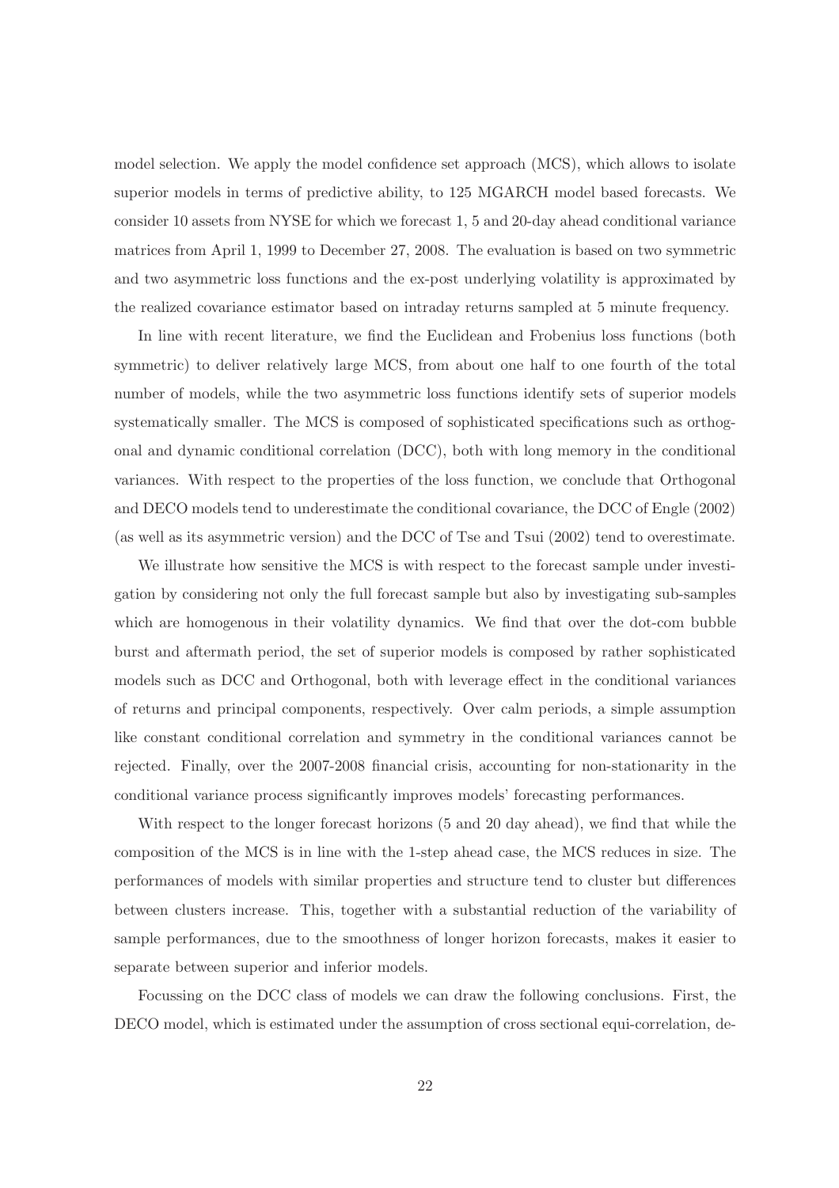model selection. We apply the model confidence set approach (MCS), which allows to isolate superior models in terms of predictive ability, to 125 MGARCH model based forecasts. We consider 10 assets from NYSE for which we forecast 1, 5 and 20-day ahead conditional variance matrices from April 1, 1999 to December 27, 2008. The evaluation is based on two symmetric and two asymmetric loss functions and the ex-post underlying volatility is approximated by the realized covariance estimator based on intraday returns sampled at 5 minute frequency.

In line with recent literature, we find the Euclidean and Frobenius loss functions (both symmetric) to deliver relatively large MCS, from about one half to one fourth of the total number of models, while the two asymmetric loss functions identify sets of superior models systematically smaller. The MCS is composed of sophisticated specifications such as orthogonal and dynamic conditional correlation (DCC), both with long memory in the conditional variances. With respect to the properties of the loss function, we conclude that Orthogonal and DECO models tend to underestimate the conditional covariance, the DCC of Engle (2002) (as well as its asymmetric version) and the DCC of Tse and Tsui (2002) tend to overestimate.

We illustrate how sensitive the MCS is with respect to the forecast sample under investigation by considering not only the full forecast sample but also by investigating sub-samples which are homogenous in their volatility dynamics. We find that over the dot-com bubble burst and aftermath period, the set of superior models is composed by rather sophisticated models such as DCC and Orthogonal, both with leverage effect in the conditional variances of returns and principal components, respectively. Over calm periods, a simple assumption like constant conditional correlation and symmetry in the conditional variances cannot be rejected. Finally, over the 2007-2008 financial crisis, accounting for non-stationarity in the conditional variance process significantly improves models' forecasting performances.

With respect to the longer forecast horizons (5 and 20 day ahead), we find that while the composition of the MCS is in line with the 1-step ahead case, the MCS reduces in size. The performances of models with similar properties and structure tend to cluster but differences between clusters increase. This, together with a substantial reduction of the variability of sample performances, due to the smoothness of longer horizon forecasts, makes it easier to separate between superior and inferior models.

Focussing on the DCC class of models we can draw the following conclusions. First, the DECO model, which is estimated under the assumption of cross sectional equi-correlation, de-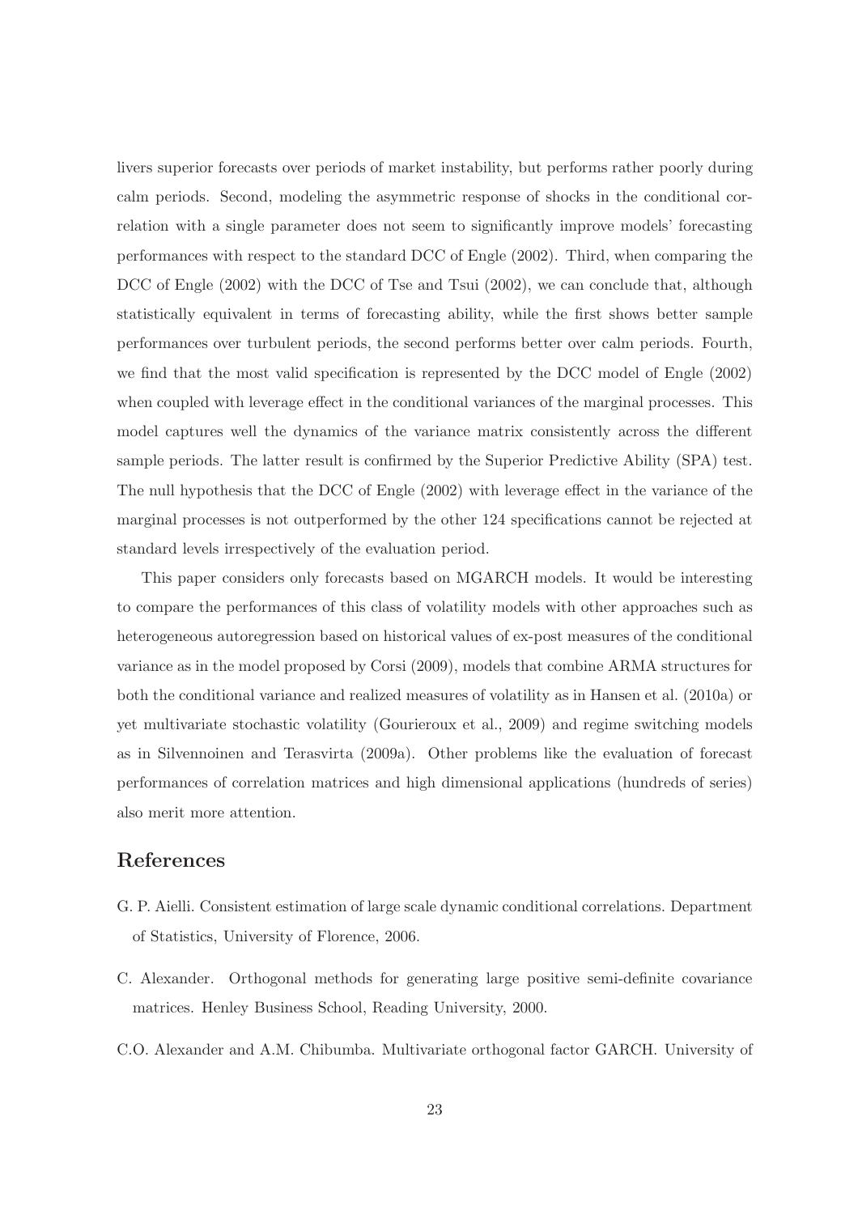livers superior forecasts over periods of market instability, but performs rather poorly during calm periods. Second, modeling the asymmetric response of shocks in the conditional correlation with a single parameter does not seem to significantly improve models' forecasting performances with respect to the standard DCC of Engle (2002). Third, when comparing the DCC of Engle (2002) with the DCC of Tse and Tsui (2002), we can conclude that, although statistically equivalent in terms of forecasting ability, while the first shows better sample performances over turbulent periods, the second performs better over calm periods. Fourth, we find that the most valid specification is represented by the DCC model of Engle (2002) when coupled with leverage effect in the conditional variances of the marginal processes. This model captures well the dynamics of the variance matrix consistently across the different sample periods. The latter result is confirmed by the Superior Predictive Ability (SPA) test. The null hypothesis that the DCC of Engle (2002) with leverage effect in the variance of the marginal processes is not outperformed by the other 124 specifications cannot be rejected at standard levels irrespectively of the evaluation period.

This paper considers only forecasts based on MGARCH models. It would be interesting to compare the performances of this class of volatility models with other approaches such as heterogeneous autoregression based on historical values of ex-post measures of the conditional variance as in the model proposed by Corsi (2009), models that combine ARMA structures for both the conditional variance and realized measures of volatility as in Hansen et al. (2010a) or yet multivariate stochastic volatility (Gourieroux et al., 2009) and regime switching models as in Silvennoinen and Terasvirta (2009a). Other problems like the evaluation of forecast performances of correlation matrices and high dimensional applications (hundreds of series) also merit more attention.

## References

G. P. Aielli. Consistent estimation of large scale dynamic conditional correlations. Department of Statistics, University of Florence, 2006.

C. Alexander. Orthogonal methods for generating large positive semi-definite covariance matrices. Henley Business School, Reading University, 2000.

C.O. Alexander and A.M. Chibumba. Multivariate orthogonal factor GARCH. University of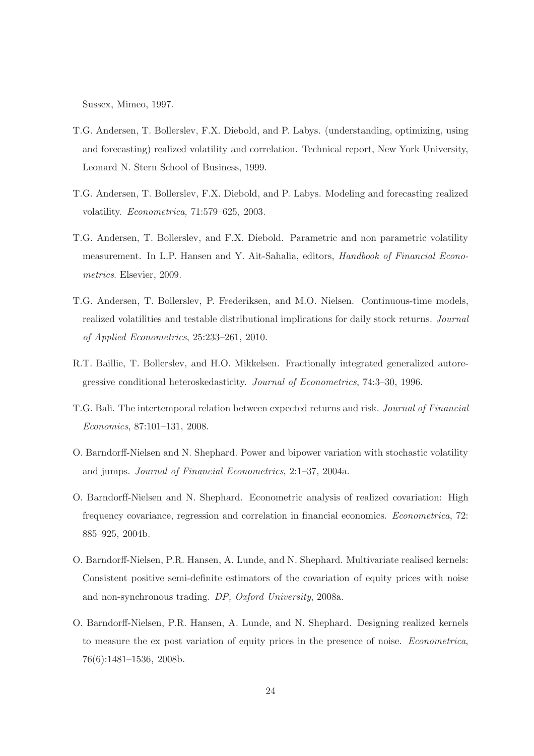Sussex, Mimeo, 1997.

T.G. Andersen, T. Bollerslev, F.X. Diebold, and P. Labys. (understanding, optimizing, using and forecasting) realized volatility and correlation. Technical report, New York University, Leonard N. Stern School of Business, 1999.

T.G. Andersen, T. Bollerslev, F.X. Diebold, and P. Labys. Modeling and forecasting realized volatility. *Econometrica*, 71:579–625, 2003.

T.G. Andersen, T. Bollerslev, and F.X. Diebold. Parametric and non parametric volatility measurement. In L.P. Hansen and Y. Ait-Sahalia, editors, *Handbook of Financial Econometrics*. Elsevier, 2009.

T.G. Andersen, T. Bollerslev, P. Frederiksen, and M.O. Nielsen. Continuous-time models, realized volatilities and testable distributional implications for daily stock returns. *Journal of Applied Econometrics*, 25:233–261, 2010.

R.T. Baillie, T. Bollerslev, and H.O. Mikkelsen. Fractionally integrated generalized autoregressive conditional heteroskedasticity. *Journal of Econometrics*, 74:3–30, 1996.

T.G. Bali. The intertemporal relation between expected returns and risk. *Journal of Financial Economics*, 87:101–131, 2008.

O. Barndorff-Nielsen and N. Shephard. Power and bipower variation with stochastic volatility and jumps. *Journal of Financial Econometrics*, 2:1–37, 2004a.

O. Barndorff-Nielsen and N. Shephard. Econometric analysis of realized covariation: High frequency covariance, regression and correlation in financial economics. *Econometrica*, 72: 885–925, 2004b.

O. Barndorff-Nielsen, P.R. Hansen, A. Lunde, and N. Shephard. Multivariate realised kernels: Consistent positive semi-definite estimators of the covariation of equity prices with noise and non-synchronous trading. *DP, Oxford University*, 2008a.

O. Barndorff-Nielsen, P.R. Hansen, A. Lunde, and N. Shephard. Designing realized kernels to measure the ex post variation of equity prices in the presence of noise. *Econometrica*, 76(6):1481–1536, 2008b.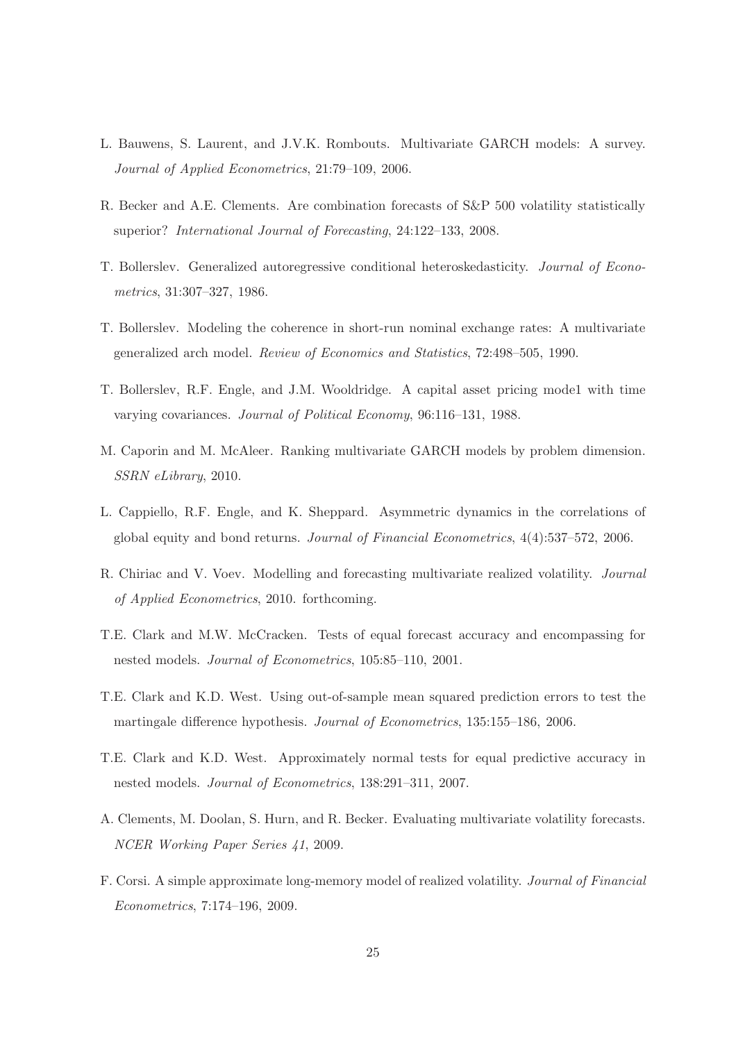L. Bauwens, S. Laurent, and J.V.K. Rombouts. Multivariate GARCH models: A survey. *Journal of Applied Econometrics*, 21:79–109, 2006.

R. Becker and A.E. Clements. Are combination forecasts of S&P 500 volatility statistically superior? *International Journal of Forecasting*, 24:122–133, 2008.

T. Bollerslev. Generalized autoregressive conditional heteroskedasticity. *Journal of Econometrics*, 31:307–327, 1986.

T. Bollerslev. Modeling the coherence in short-run nominal exchange rates: A multivariate generalized arch model. *Review of Economics and Statistics*, 72:498–505, 1990.

T. Bollerslev, R.F. Engle, and J.M. Wooldridge. A capital asset pricing mode1 with time varying covariances. *Journal of Political Economy*, 96:116–131, 1988.

M. Caporin and M. McAleer. Ranking multivariate GARCH models by problem dimension. *SSRN eLibrary*, 2010.

L. Cappiello, R.F. Engle, and K. Sheppard. Asymmetric dynamics in the correlations of global equity and bond returns. *Journal of Financial Econometrics*, 4(4):537–572, 2006.

R. Chiriac and V. Voev. Modelling and forecasting multivariate realized volatility. *Journal of Applied Econometrics*, 2010. forthcoming.

T.E. Clark and M.W. McCracken. Tests of equal forecast accuracy and encompassing for nested models. *Journal of Econometrics*, 105:85–110, 2001.

T.E. Clark and K.D. West. Using out-of-sample mean squared prediction errors to test the martingale difference hypothesis. *Journal of Econometrics*, 135:155–186, 2006.

T.E. Clark and K.D. West. Approximately normal tests for equal predictive accuracy in nested models. *Journal of Econometrics*, 138:291–311, 2007.

A. Clements, M. Doolan, S. Hurn, and R. Becker. Evaluating multivariate volatility forecasts. *NCER Working Paper Series 41*, 2009.

F. Corsi. A simple approximate long-memory model of realized volatility. *Journal of Financial Econometrics*, 7:174–196, 2009.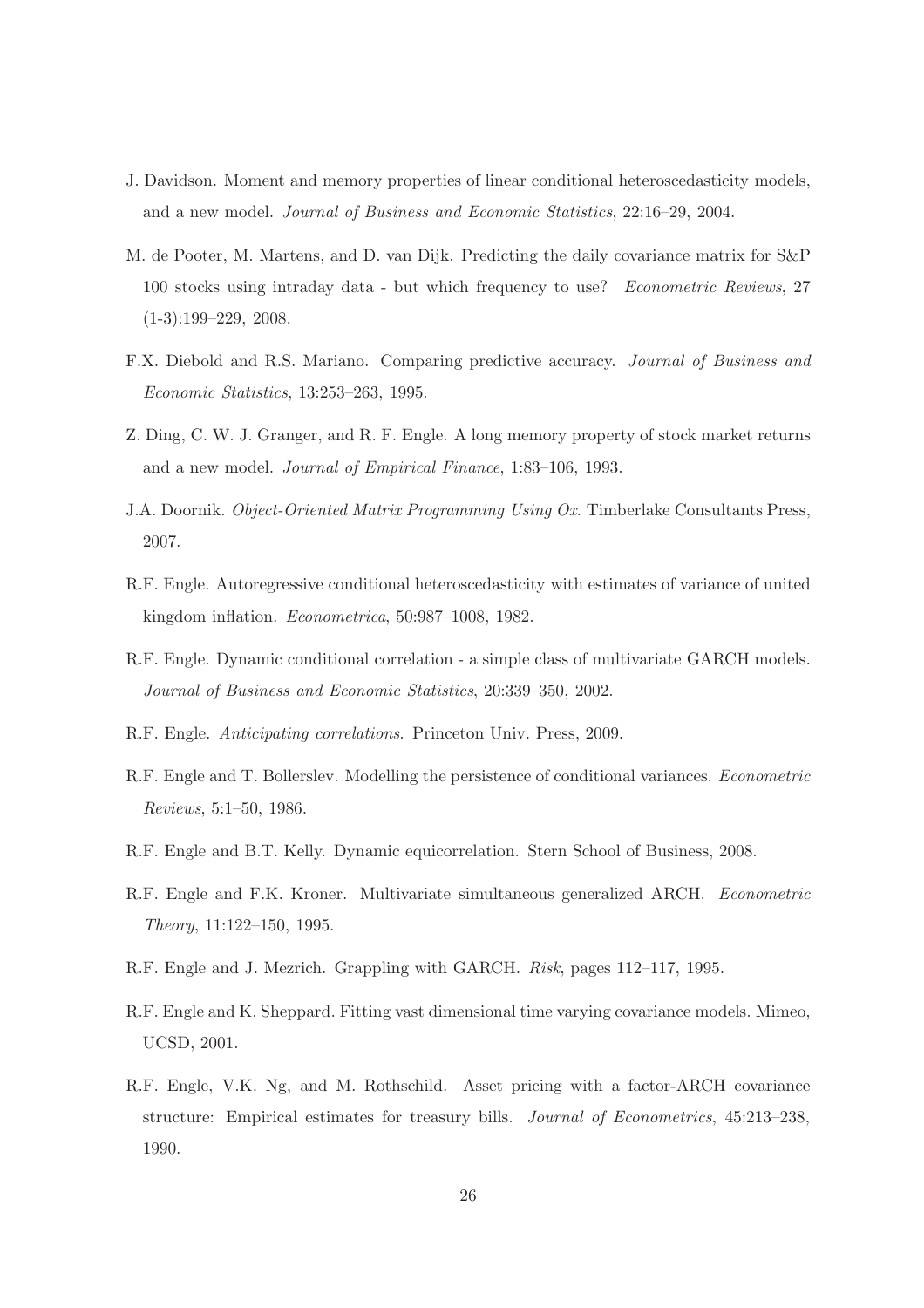J. Davidson. Moment and memory properties of linear conditional heteroscedasticity models, and a new model. *Journal of Business and Economic Statistics*, 22:16–29, 2004.

M. de Pooter, M. Martens, and D. van Dijk. Predicting the daily covariance matrix for S&P 100 stocks using intraday data - but which frequency to use? *Econometric Reviews*, 27 (1-3):199–229, 2008.

F.X. Diebold and R.S. Mariano. Comparing predictive accuracy. *Journal of Business and Economic Statistics*, 13:253–263, 1995.

Z. Ding, C. W. J. Granger, and R. F. Engle. A long memory property of stock market returns and a new model. *Journal of Empirical Finance*, 1:83–106, 1993.

J.A. Doornik. *Object-Oriented Matrix Programming Using Ox*. Timberlake Consultants Press, 2007.

R.F. Engle. Autoregressive conditional heteroscedasticity with estimates of variance of united kingdom inflation. *Econometrica*, 50:987–1008, 1982.

R.F. Engle. Dynamic conditional correlation - a simple class of multivariate GARCH models. *Journal of Business and Economic Statistics*, 20:339–350, 2002.

R.F. Engle. *Anticipating correlations*. Princeton Univ. Press, 2009.

R.F. Engle and T. Bollerslev. Modelling the persistence of conditional variances. *Econometric Reviews*, 5:1–50, 1986.

R.F. Engle and B.T. Kelly. Dynamic equicorrelation. Stern School of Business, 2008.

R.F. Engle and F.K. Kroner. Multivariate simultaneous generalized ARCH. *Econometric Theory*, 11:122–150, 1995.

R.F. Engle and J. Mezrich. Grappling with GARCH. *Risk*, pages 112–117, 1995.

R.F. Engle and K. Sheppard. Fitting vast dimensional time varying covariance models. Mimeo, UCSD, 2001.

R.F. Engle, V.K. Ng, and M. Rothschild. Asset pricing with a factor-ARCH covariance structure: Empirical estimates for treasury bills. *Journal of Econometrics*, 45:213–238, 1990.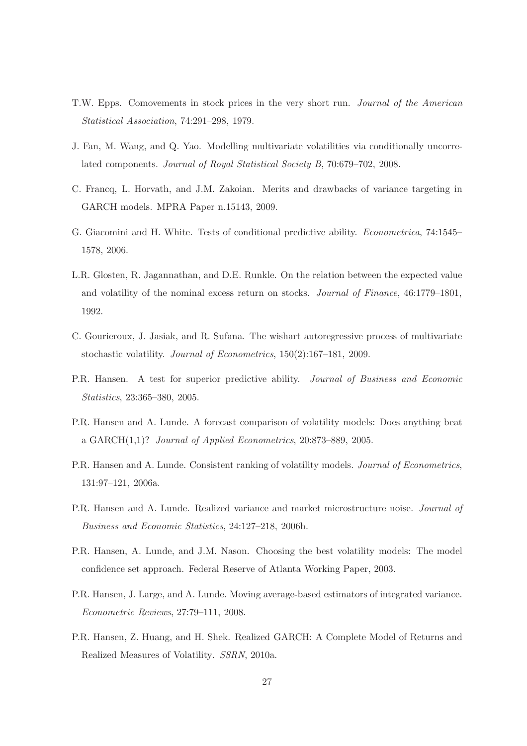T.W. Epps. Comovements in stock prices in the very short run. *Journal of the American Statistical Association*, 74:291–298, 1979.

J. Fan, M. Wang, and Q. Yao. Modelling multivariate volatilities via conditionally uncorrelated components. *Journal of Royal Statistical Society B*, 70:679–702, 2008.

C. Francq, L. Horvath, and J.M. Zakoian. Merits and drawbacks of variance targeting in GARCH models. MPRA Paper n.15143, 2009.

G. Giacomini and H. White. Tests of conditional predictive ability. *Econometrica*, 74:1545–1578, 2006.

L.R. Glosten, R. Jagannathan, and D.E. Runkle. On the relation between the expected value and volatility of the nominal excess return on stocks. *Journal of Finance*, 46:1779–1801, 1992.

C. Gourieroux, J. Jasiak, and R. Sufana. The wishart autoregressive process of multivariate stochastic volatility. *Journal of Econometrics*, 150(2):167–181, 2009.

P.R. Hansen. A test for superior predictive ability. *Journal of Business and Economic Statistics*, 23:365–380, 2005.

P.R. Hansen and A. Lunde. A forecast comparison of volatility models: Does anything beat a GARCH(1,1)? *Journal of Applied Econometrics*, 20:873–889, 2005.

P.R. Hansen and A. Lunde. Consistent ranking of volatility models. *Journal of Econometrics*, 131:97–121, 2006a.

P.R. Hansen and A. Lunde. Realized variance and market microstructure noise. *Journal of Business and Economic Statistics*, 24:127–218, 2006b.

P.R. Hansen, A. Lunde, and J.M. Nason. Choosing the best volatility models: The model confidence set approach. Federal Reserve of Atlanta Working Paper, 2003.

P.R. Hansen, J. Large, and A. Lunde. Moving average-based estimators of integrated variance. *Econometric Reviews*, 27:79–111, 2008.

P.R. Hansen, Z. Huang, and H. Shek. Realized GARCH: A Complete Model of Returns and Realized Measures of Volatility. *SSRN*, 2010a.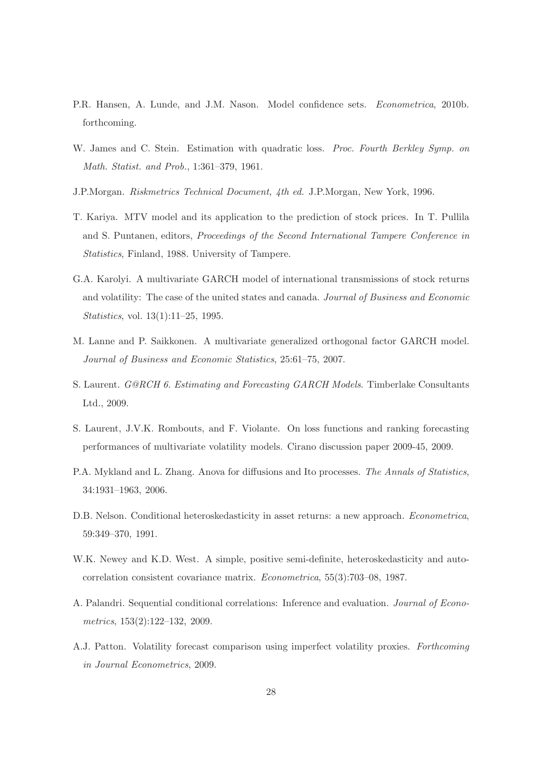P.R. Hansen, A. Lunde, and J.M. Nason. Model confidence sets. *Econometrica*, 2010b. forthcoming.

W. James and C. Stein. Estimation with quadratic loss. *Proc. Fourth Berkley Symp. on Math. Statist. and Prob.*, 1:361–379, 1961.

J.P.Morgan. *Riskmetrics Technical Document, 4th ed.* J.P.Morgan, New York, 1996.

T. Kariya. MTV model and its application to the prediction of stock prices. In T. Pullila and S. Puntanen, editors, *Proceedings of the Second International Tampere Conference in Statistics*, Finland, 1988. University of Tampere.

G.A. Karolyi. A multivariate GARCH model of international transmissions of stock returns and volatility: The case of the united states and canada. *Journal of Business and Economic Statistics*, vol. 13(1):11–25, 1995.

M. Lanne and P. Saikkonen. A multivariate generalized orthogonal factor GARCH model. *Journal of Business and Economic Statistics*, 25:61–75, 2007.

S. Laurent. *G@RCH 6. Estimating and Forecasting GARCH Models*. Timberlake Consultants Ltd., 2009.

S. Laurent, J.V.K. Rombouts, and F. Violante. On loss functions and ranking forecasting performances of multivariate volatility models. Cirano discussion paper 2009-45, 2009.

P.A. Mykland and L. Zhang. Anova for diffusions and Ito processes. *The Annals of Statistics*, 34:1931–1963, 2006.

D.B. Nelson. Conditional heteroskedasticity in asset returns: a new approach. *Econometrica*, 59:349–370, 1991.

W.K. Newey and K.D. West. A simple, positive semi-definite, heteroskedasticity and autocorrelation consistent covariance matrix. *Econometrica*, 55(3):703–08, 1987.

A. Palandri. Sequential conditional correlations: Inference and evaluation. *Journal of Econometrics*, 153(2):122–132, 2009.

A.J. Patton. Volatility forecast comparison using imperfect volatility proxies. *Forthcoming in Journal Econometrics*, 2009.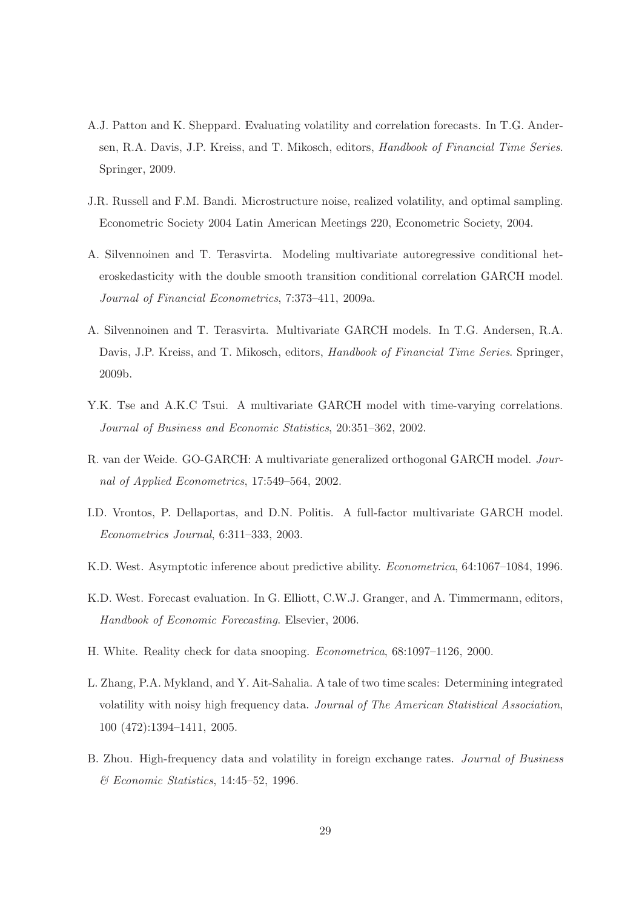A.J. Patton and K. Sheppard. Evaluating volatility and correlation forecasts. In T.G. Andersen, R.A. Davis, J.P. Kreiss, and T. Mikosch, editors, *Handbook of Financial Time Series*. Springer, 2009.

J.R. Russell and F.M. Bandi. Microstructure noise, realized volatility, and optimal sampling. Econometric Society 2004 Latin American Meetings 220, Econometric Society, 2004.

A. Silvennoinen and T. Terasvirta. Modeling multivariate autoregressive conditional heteroskedasticity with the double smooth transition conditional correlation GARCH model. *Journal of Financial Econometrics*, 7:373–411, 2009a.

A. Silvennoinen and T. Terasvirta. Multivariate GARCH models. In T.G. Andersen, R.A. Davis, J.P. Kreiss, and T. Mikosch, editors, *Handbook of Financial Time Series*. Springer, 2009b.

Y.K. Tse and A.K.C Tsui. A multivariate GARCH model with time-varying correlations. *Journal of Business and Economic Statistics*, 20:351–362, 2002.

R. van der Weide. GO-GARCH: A multivariate generalized orthogonal GARCH model. *Journal of Applied Econometrics*, 17:549–564, 2002.

I.D. Vrontos, P. Dellaportas, and D.N. Politis. A full-factor multivariate GARCH model. *Econometrics Journal*, 6:311–333, 2003.

K.D. West. Asymptotic inference about predictive ability. *Econometrica*, 64:1067–1084, 1996.

K.D. West. Forecast evaluation. In G. Elliott, C.W.J. Granger, and A. Timmermann, editors, *Handbook of Economic Forecasting*. Elsevier, 2006.

H. White. Reality check for data snooping. *Econometrica*, 68:1097–1126, 2000.

L. Zhang, P.A. Mykland, and Y. Ait-Sahalia. A tale of two time scales: Determining integrated volatility with noisy high frequency data. *Journal of The American Statistical Association*, 100 (472):1394–1411, 2005.

B. Zhou. High-frequency data and volatility in foreign exchange rates. *Journal of Business & Economic Statistics*, 14:45–52, 1996.